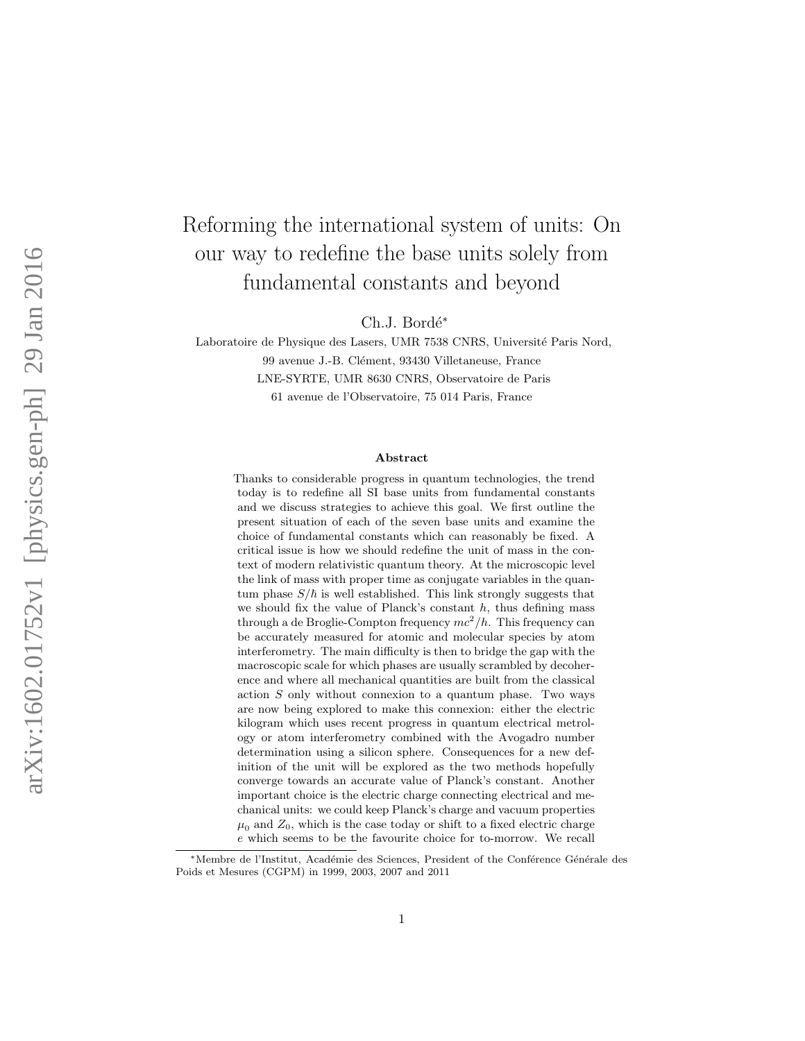# Reforming the international system of units: On our way to redefine the base units solely from fundamental constants and beyond

Ch.J. Bordé*

Laboratoire de Physique des Lasers, UMR 7538 CNRS, Université Paris Nord,
99 avenue J.-B. Clément, 93430 Villetaneuse, France
LNE-SYRTE, UMR 8630 CNRS, Observatoire de Paris
61 avenue de l'Observatoire, 75 014 Paris, France

### Abstract

Thanks to considerable progress in quantum technologies, the trend today is to redefine all SI base units from fundamental constants and we discuss strategies to achieve this goal. We first outline the present situation of each of the seven base units and examine the choice of fundamental constants which can reasonably be fixed. A critical issue is how we should redefine the unit of mass in the context of modern relativistic quantum theory. At the microscopic level the link of mass with proper time as conjugate variables in the quantum phase $S/\hbar$ is well established. This link strongly suggests that we should fix the value of Planck's constant $h$, thus defining mass through a de Broglie-Compton frequency $mc^2/h$. This frequency can be accurately measured for atomic and molecular species by atom interferometry. The main difficulty is then to bridge the gap with the macroscopic scale for which phases are usually scrambled by decoherence and where all mechanical quantities are built from the classical action $S$ only without connexion to a quantum phase. Two ways are now being explored to make this connexion: either the electric kilogram which uses recent progress in quantum electrical metrology or atom interferometry combined with the Avogadro number determination using a silicon sphere. Consequences for a new definition of the unit will be explored as the two methods hopefully converge towards an accurate value of Planck's constant. Another important choice is the electric charge connecting electrical and mechanical units: we could keep Planck's charge and vacuum properties $\mu_0$ and $Z_0$, which is the case today or shift to a fixed electric charge $e$ which seems to be the favourite choice for to-morrow. We recall

---

*Membre de l'Institut, Académie des Sciences, President of the Conférence Générale des Poids et Mesures (CGPM) in 1999, 2003, 2007 and 2011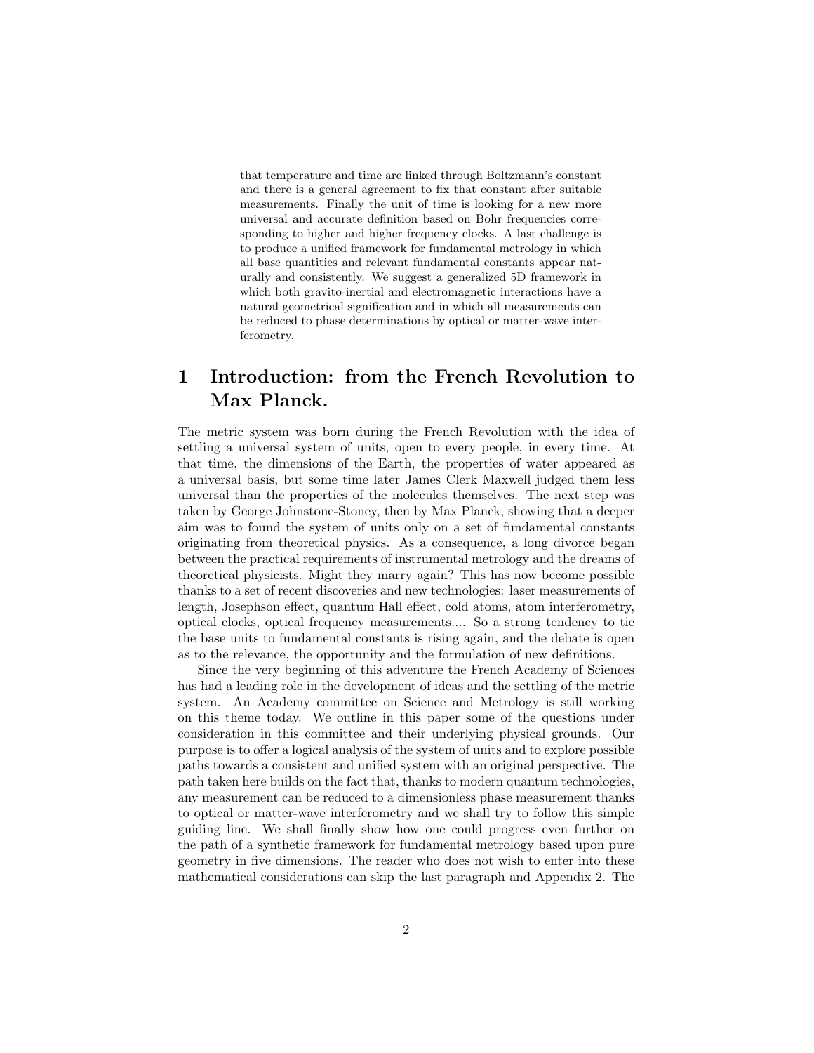that temperature and time are linked through Boltzmann's constant and there is a general agreement to fix that constant after suitable measurements. Finally the unit of time is looking for a new more universal and accurate definition based on Bohr frequencies corresponding to higher and higher frequency clocks. A last challenge is to produce a unified framework for fundamental metrology in which all base quantities and relevant fundamental constants appear naturally and consistently. We suggest a generalized 5D framework in which both gravito-inertial and electromagnetic interactions have a natural geometrical signification and in which all measurements can be reduced to phase determinations by optical or matter-wave interferometry.

# 1 Introduction: from the French Revolution to Max Planck.

The metric system was born during the French Revolution with the idea of settling a universal system of units, open to every people, in every time. At that time, the dimensions of the Earth, the properties of water appeared as a universal basis, but some time later James Clerk Maxwell judged them less universal than the properties of the molecules themselves. The next step was taken by George Johnstone-Stoney, then by Max Planck, showing that a deeper aim was to found the system of units only on a set of fundamental constants originating from theoretical physics. As a consequence, a long divorce began between the practical requirements of instrumental metrology and the dreams of theoretical physicists. Might they marry again? This has now become possible thanks to a set of recent discoveries and new technologies: laser measurements of length, Josephson effect, quantum Hall effect, cold atoms, atom interferometry, optical clocks, optical frequency measurements.... So a strong tendency to tie the base units to fundamental constants is rising again, and the debate is open as to the relevance, the opportunity and the formulation of new definitions.

Since the very beginning of this adventure the French Academy of Sciences has had a leading role in the development of ideas and the settling of the metric system. An Academy committee on Science and Metrology is still working on this theme today. We outline in this paper some of the questions under consideration in this committee and their underlying physical grounds. Our purpose is to offer a logical analysis of the system of units and to explore possible paths towards a consistent and unified system with an original perspective. The path taken here builds on the fact that, thanks to modern quantum technologies, any measurement can be reduced to a dimensionless phase measurement thanks to optical or matter-wave interferometry and we shall try to follow this simple guiding line. We shall finally show how one could progress even further on the path of a synthetic framework for fundamental metrology based upon pure geometry in five dimensions. The reader who does not wish to enter into these mathematical considerations can skip the last paragraph and Appendix 2. The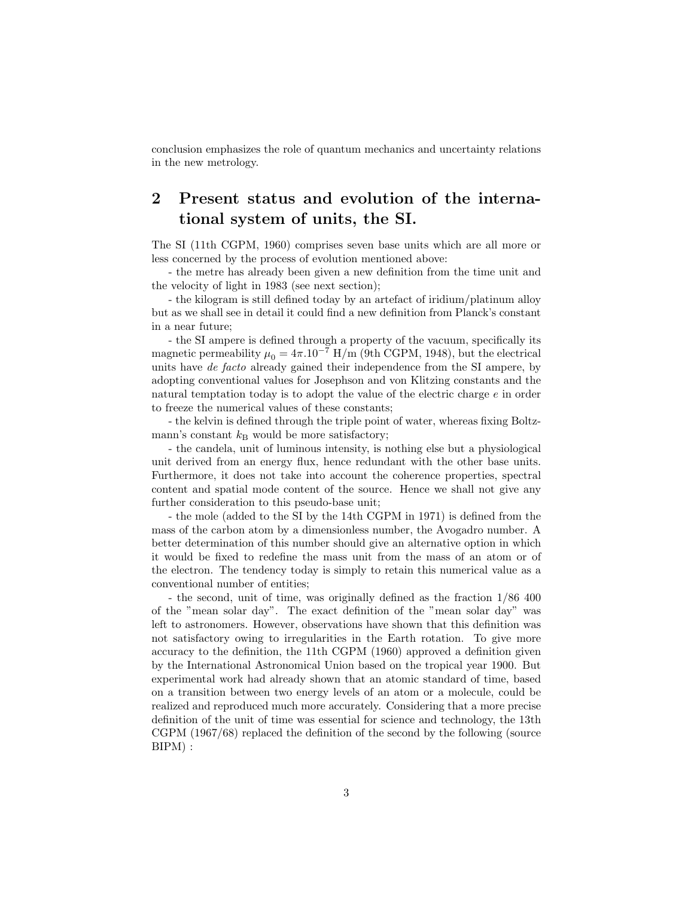conclusion emphasizes the role of quantum mechanics and uncertainty relations in the new metrology.

## 2 Present status and evolution of the international system of units, the SI.

The SI (11th CGPM, 1960) comprises seven base units which are all more or less concerned by the process of evolution mentioned above:

- the metre has already been given a new definition from the time unit and the velocity of light in 1983 (see next section);

- the kilogram is still defined today by an artefact of iridium/platinum alloy but as we shall see in detail it could find a new definition from Planck's constant in a near future;

- the SI ampere is defined through a property of the vacuum, specifically its magnetic permeability $\mu_0 = 4\pi.10^{-7}$ H/m (9th CGPM, 1948), but the electrical units have *de facto* already gained their independence from the SI ampere, by adopting conventional values for Josephson and von Klitzing constants and the natural temptation today is to adopt the value of the electric charge $e$ in order to freeze the numerical values of these constants;

- the kelvin is defined through the triple point of water, whereas fixing Boltzmann's constant $k_\mathrm{B}$ would be more satisfactory;

- the candela, unit of luminous intensity, is nothing else but a physiological unit derived from an energy flux, hence redundant with the other base units. Furthermore, it does not take into account the coherence properties, spectral content and spatial mode content of the source. Hence we shall not give any further consideration to this pseudo-base unit;

- the mole (added to the SI by the 14th CGPM in 1971) is defined from the mass of the carbon atom by a dimensionless number, the Avogadro number. A better determination of this number should give an alternative option in which it would be fixed to redefine the mass unit from the mass of an atom or of the electron. The tendency today is simply to retain this numerical value as a conventional number of entities;

- the second, unit of time, was originally defined as the fraction 1/86 400 of the "mean solar day". The exact definition of the "mean solar day" was left to astronomers. However, observations have shown that this definition was not satisfactory owing to irregularities in the Earth rotation. To give more accuracy to the definition, the 11th CGPM (1960) approved a definition given by the International Astronomical Union based on the tropical year 1900. But experimental work had already shown that an atomic standard of time, based on a transition between two energy levels of an atom or a molecule, could be realized and reproduced much more accurately. Considering that a more precise definition of the unit of time was essential for science and technology, the 13th CGPM (1967/68) replaced the definition of the second by the following (source BIPM) :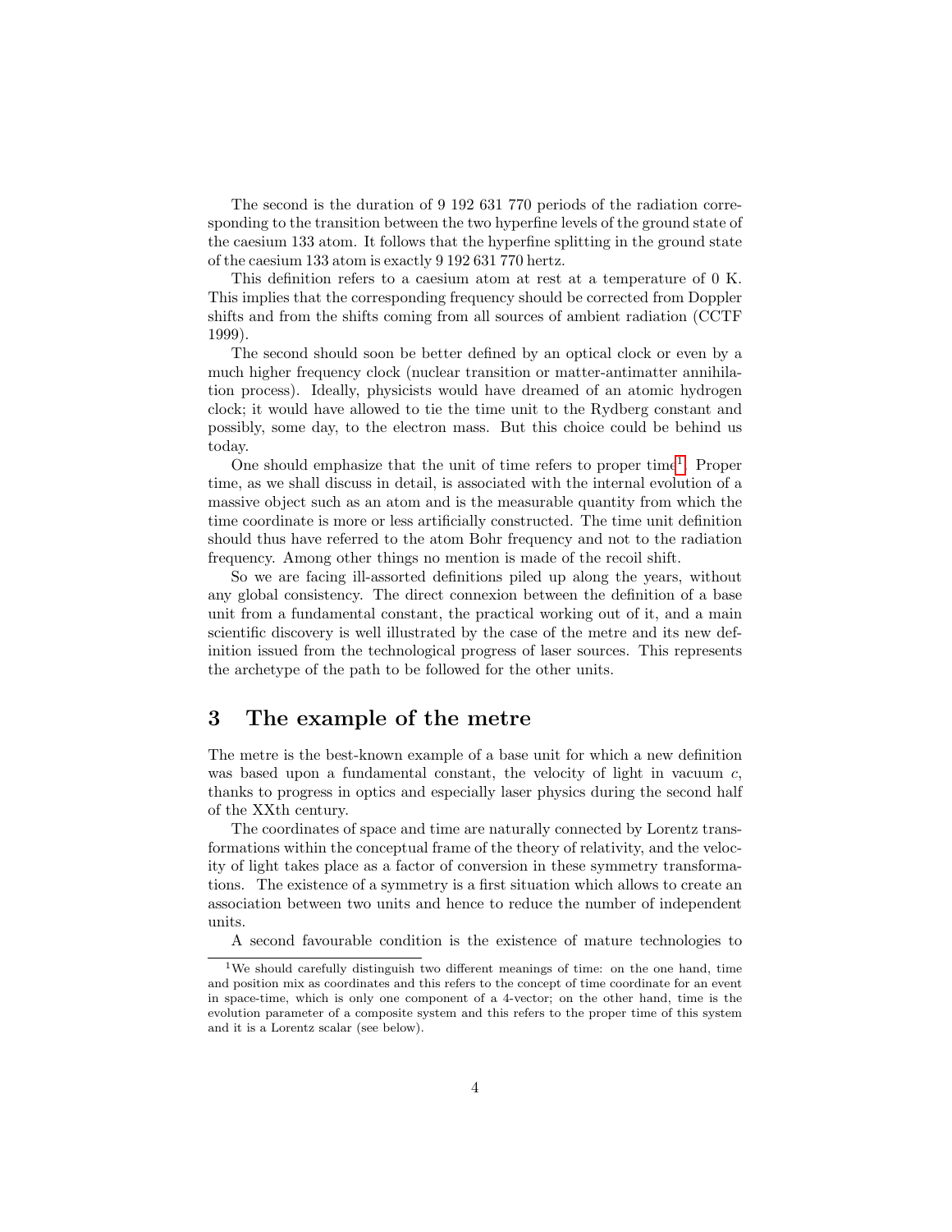The second is the duration of 9 192 631 770 periods of the radiation corresponding to the transition between the two hyperfine levels of the ground state of the caesium 133 atom. It follows that the hyperfine splitting in the ground state of the caesium 133 atom is exactly 9 192 631 770 hertz.

This definition refers to a caesium atom at rest at a temperature of 0 K. This implies that the corresponding frequency should be corrected from Doppler shifts and from the shifts coming from all sources of ambient radiation (CCTF 1999).

The second should soon be better defined by an optical clock or even by a much higher frequency clock (nuclear transition or matter-antimatter annihilation process). Ideally, physicists would have dreamed of an atomic hydrogen clock; it would have allowed to tie the time unit to the Rydberg constant and possibly, some day, to the electron mass. But this choice could be behind us today.

One should emphasize that the unit of time refers to proper time[1]. Proper time, as we shall discuss in detail, is associated with the internal evolution of a massive object such as an atom and is the measurable quantity from which the time coordinate is more or less artificially constructed. The time unit definition should thus have referred to the atom Bohr frequency and not to the radiation frequency. Among other things no mention is made of the recoil shift.

So we are facing ill-assorted definitions piled up along the years, without any global consistency. The direct connexion between the definition of a base unit from a fundamental constant, the practical working out of it, and a main scientific discovery is well illustrated by the case of the metre and its new definition issued from the technological progress of laser sources. This represents the archetype of the path to be followed for the other units.

## 3 The example of the metre

The metre is the best-known example of a base unit for which a new definition was based upon a fundamental constant, the velocity of light in vacuum $c$, thanks to progress in optics and especially laser physics during the second half of the XXth century.

The coordinates of space and time are naturally connected by Lorentz transformations within the conceptual frame of the theory of relativity, and the velocity of light takes place as a factor of conversion in these symmetry transformations. The existence of a symmetry is a first situation which allows to create an association between two units and hence to reduce the number of independent units.

A second favourable condition is the existence of mature technologies to

[1] We should carefully distinguish two different meanings of time: on the one hand, time and position mix as coordinates and this refers to the concept of time coordinate for an event in space-time, which is only one component of a 4-vector; on the other hand, time is the evolution parameter of a composite system and this refers to the proper time of this system and it is a Lorentz scalar (see below).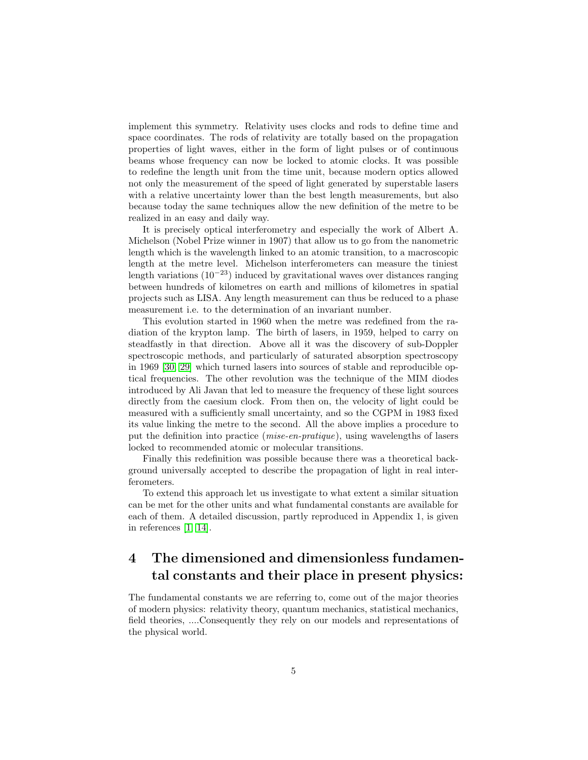implement this symmetry. Relativity uses clocks and rods to define time and space coordinates. The rods of relativity are totally based on the propagation properties of light waves, either in the form of light pulses or of continuous beams whose frequency can now be locked to atomic clocks. It was possible to redefine the length unit from the time unit, because modern optics allowed not only the measurement of the speed of light generated by superstable lasers with a relative uncertainty lower than the best length measurements, but also because today the same techniques allow the new definition of the metre to be realized in an easy and daily way.

It is precisely optical interferometry and especially the work of Albert A. Michelson (Nobel Prize winner in 1907) that allow us to go from the nanometric length which is the wavelength linked to an atomic transition, to a macroscopic length at the metre level. Michelson interferometers can measure the tiniest length variations ($10^{-23}$) induced by gravitational waves over distances ranging between hundreds of kilometres on earth and millions of kilometres in spatial projects such as LISA. Any length measurement can thus be reduced to a phase measurement i.e. to the determination of an invariant number.

This evolution started in 1960 when the metre was redefined from the radiation of the krypton lamp. The birth of lasers, in 1959, helped to carry on steadfastly in that direction. Above all it was the discovery of sub-Doppler spectroscopic methods, and particularly of saturated absorption spectroscopy in 1969 [30] [29] which turned lasers into sources of stable and reproducible optical frequencies. The other revolution was the technique of the MIM diodes introduced by Ali Javan that led to measure the frequency of these light sources directly from the caesium clock. From then on, the velocity of light could be measured with a sufficiently small uncertainty, and so the CGPM in 1983 fixed its value linking the metre to the second. All the above implies a procedure to put the definition into practice (*mise-en-pratique*), using wavelengths of lasers locked to recommended atomic or molecular transitions.

Finally this redefinition was possible because there was a theoretical background universally accepted to describe the propagation of light in real interferometers.

To extend this approach let us investigate to what extent a similar situation can be met for the other units and what fundamental constants are available for each of them. A detailed discussion, partly reproduced in Appendix 1, is given in references [1] [14].

# 4 The dimensioned and dimensionless fundamental constants and their place in present physics:

The fundamental constants we are referring to, come out of the major theories of modern physics: relativity theory, quantum mechanics, statistical mechanics, field theories, ....Consequently they rely on our models and representations of the physical world.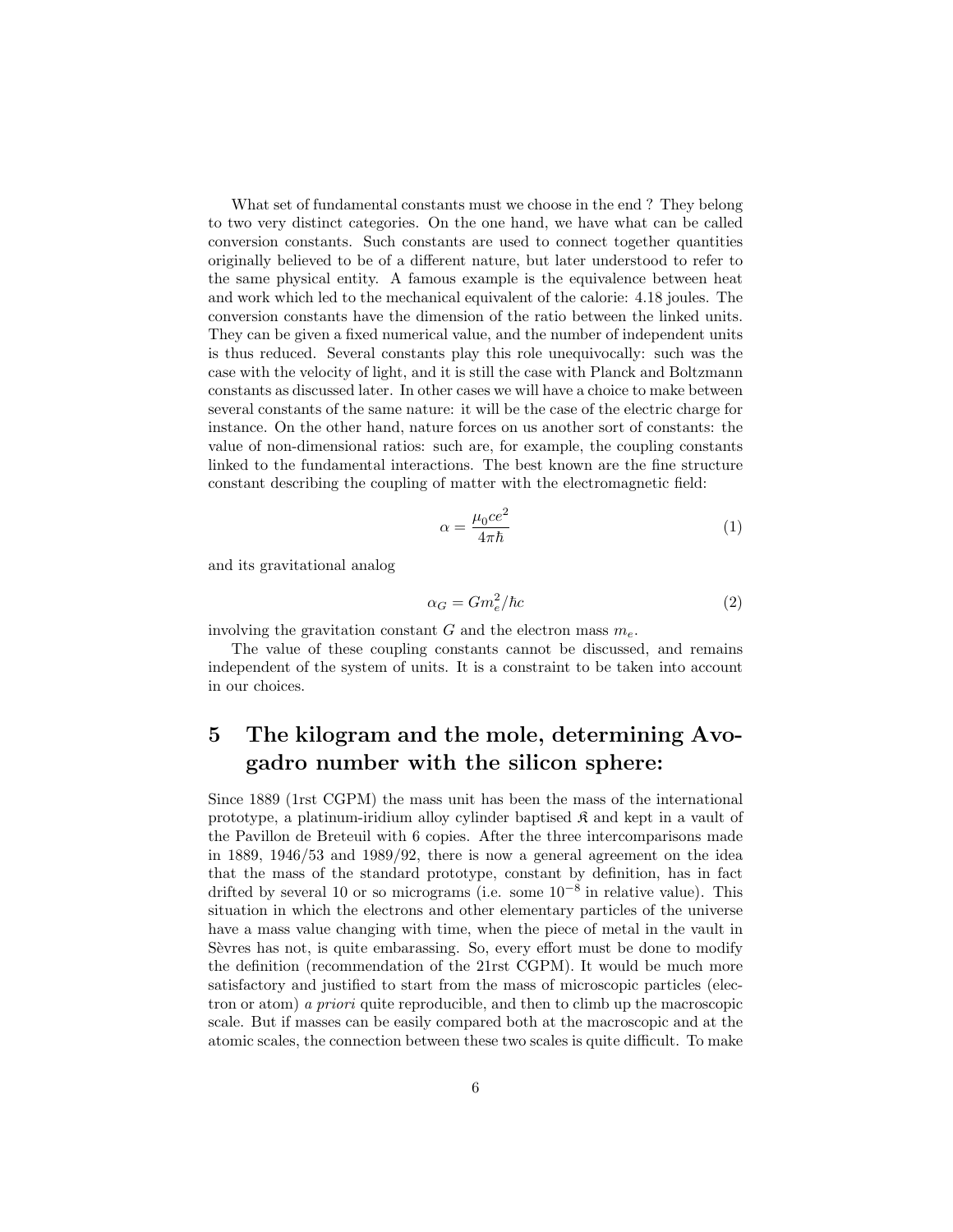What set of fundamental constants must we choose in the end ? They belong to two very distinct categories. On the one hand, we have what can be called conversion constants. Such constants are used to connect together quantities originally believed to be of a different nature, but later understood to refer to the same physical entity. A famous example is the equivalence between heat and work which led to the mechanical equivalent of the calorie: 4.18 joules. The conversion constants have the dimension of the ratio between the linked units. They can be given a fixed numerical value, and the number of independent units is thus reduced. Several constants play this role unequivocally: such was the case with the velocity of light, and it is still the case with Planck and Boltzmann constants as discussed later. In other cases we will have a choice to make between several constants of the same nature: it will be the case of the electric charge for instance. On the other hand, nature forces on us another sort of constants: the value of non-dimensional ratios: such are, for example, the coupling constants linked to the fundamental interactions. The best known are the fine structure constant describing the coupling of matter with the electromagnetic field:

$$\alpha = \frac{\mu_0 c e^2}{4\pi\hbar} \tag{1}$$

and its gravitational analog

$$\alpha_G = G m_e^2 / \hbar c \tag{2}$$

involving the gravitation constant $G$ and the electron mass $m_e$.

The value of these coupling constants cannot be discussed, and remains independent of the system of units. It is a constraint to be taken into account in our choices.

# 5 The kilogram and the mole, determining Avogadro number with the silicon sphere:

Since 1889 (1rst CGPM) the mass unit has been the mass of the international prototype, a platinum-iridium alloy cylinder baptised $\mathfrak{K}$ and kept in a vault of the Pavillon de Breteuil with 6 copies. After the three intercomparisons made in 1889, 1946/53 and 1989/92, there is now a general agreement on the idea that the mass of the standard prototype, constant by definition, has in fact drifted by several 10 or so micrograms (i.e. some $10^{-8}$ in relative value). This situation in which the electrons and other elementary particles of the universe have a mass value changing with time, when the piece of metal in the vault in Sèvres has not, is quite embarassing. So, every effort must be done to modify the definition (recommendation of the 21rst CGPM). It would be much more satisfactory and justified to start from the mass of microscopic particles (electron or atom) *a priori* quite reproducible, and then to climb up the macroscopic scale. But if masses can be easily compared both at the macroscopic and at the atomic scales, the connection between these two scales is quite difficult. To make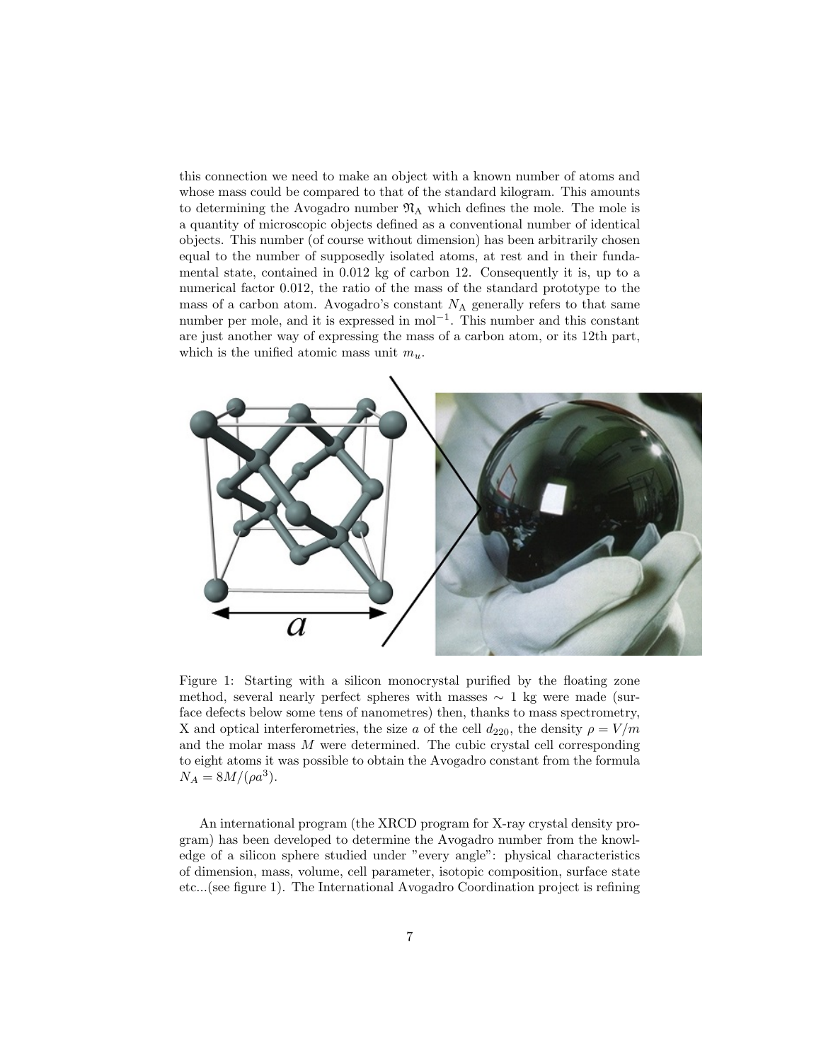this connection we need to make an object with a known number of atoms and whose mass could be compared to that of the standard kilogram. This amounts to determining the Avogadro number $\mathfrak{N}_{\mathrm{A}}$ which defines the mole. The mole is a quantity of microscopic objects defined as a conventional number of identical objects. This number (of course without dimension) has been arbitrarily chosen equal to the number of supposedly isolated atoms, at rest and in their fundamental state, contained in 0.012 kg of carbon 12. Consequently it is, up to a numerical factor 0.012, the ratio of the mass of the standard prototype to the mass of a carbon atom. Avogadro's constant $N_{\mathrm{A}}$ generally refers to that same number per mole, and it is expressed in $\mathrm{mol}^{-1}$. This number and this constant are just another way of expressing the mass of a carbon atom, or its 12th part, which is the unified atomic mass unit $m_u$.

Figure 1: Starting with a silicon monocrystal purified by the floating zone method, several nearly perfect spheres with masses $\sim 1$ kg were made (surface defects below some tens of nanometres) then, thanks to mass spectrometry, X and optical interferometries, the size $a$ of the cell $d_{220}$, the density $\rho = V/m$ and the molar mass $M$ were determined. The cubic crystal cell corresponding to eight atoms it was possible to obtain the Avogadro constant from the formula $N_A = 8M/(\rho a^3)$.

An international program (the XRCD program for X-ray crystal density program) has been developed to determine the Avogadro number from the knowledge of a silicon sphere studied under "every angle": physical characteristics of dimension, mass, volume, cell parameter, isotopic composition, surface state etc...(see figure 1). The International Avogadro Coordination project is refining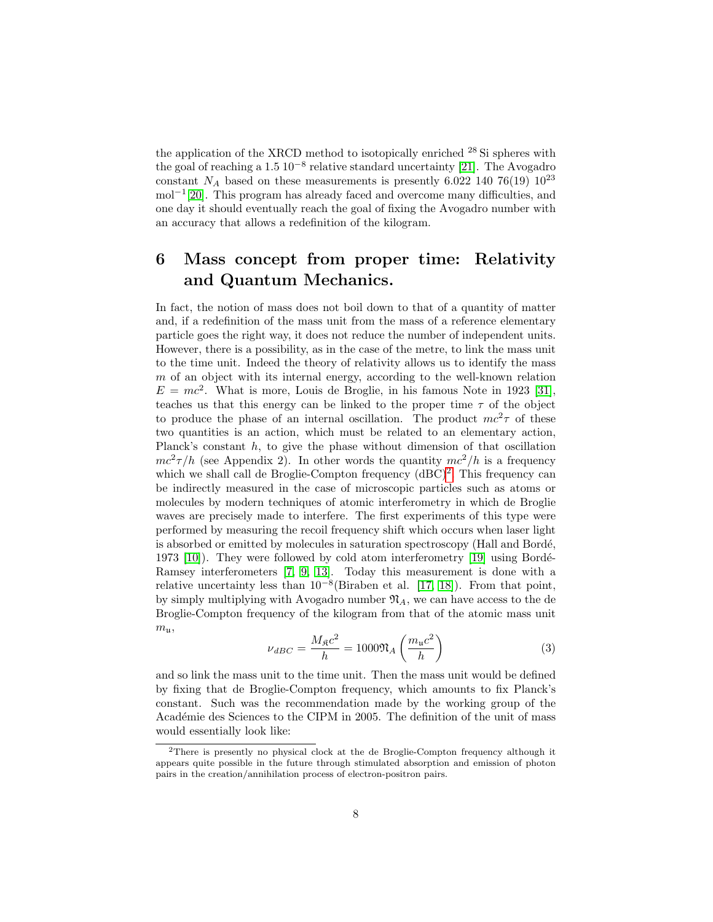the application of the XRCD method to isotopically enriched $^{28}$Si spheres with the goal of reaching a $1.5\ 10^{-8}$ relative standard uncertainty [21]. The Avogadro constant $N_A$ based on these measurements is presently $6.022\ 140\ 76(19)\ 10^{23}$ mol$^{-1}$[20]. This program has already faced and overcome many difficulties, and one day it should eventually reach the goal of fixing the Avogadro number with an accuracy that allows a redefinition of the kilogram.

# 6 Mass concept from proper time: Relativity and Quantum Mechanics.

In fact, the notion of mass does not boil down to that of a quantity of matter and, if a redefinition of the mass unit from the mass of a reference elementary particle goes the right way, it does not reduce the number of independent units. However, there is a possibility, as in the case of the metre, to link the mass unit to the time unit. Indeed the theory of relativity allows us to identify the mass $m$ of an object with its internal energy, according to the well-known relation $E = mc^2$. What is more, Louis de Broglie, in his famous Note in 1923 [31], teaches us that this energy can be linked to the proper time $\tau$ of the object to produce the phase of an internal oscillation. The product $mc^2\tau$ of these two quantities is an action, which must be related to an elementary action, Planck's constant $h$, to give the phase without dimension of that oscillation $mc^2\tau/h$ (see Appendix 2). In other words the quantity $mc^2/h$ is a frequency which we shall call de Broglie-Compton frequency (dBC)[2]. This frequency can be indirectly measured in the case of microscopic particles such as atoms or molecules by modern techniques of atomic interferometry in which de Broglie waves are precisely made to interfere. The first experiments of this type were performed by measuring the recoil frequency shift which occurs when laser light is absorbed or emitted by molecules in saturation spectroscopy (Hall and Bordé, 1973 [10]). They were followed by cold atom interferometry [19] using Bordé-Ramsey interferometers [7, 9, 13]. Today this measurement is done with a relative uncertainty less than $10^{-8}$(Biraben et al. [17, 18]). From that point, by simply multiplying with Avogadro number $\mathfrak{N}_A$, we can have access to the de Broglie-Compton frequency of the kilogram from that of the atomic mass unit $m_{\mathrm{u}}$,

$$\nu_{dBC} = \frac{M_{\mathfrak{K}}c^2}{h} = 1000\mathfrak{N}_A \left(\frac{m_{\mathrm{u}}c^2}{h}\right) \tag{3}$$

and so link the mass unit to the time unit. Then the mass unit would be defined by fixing that de Broglie-Compton frequency, which amounts to fix Planck's constant. Such was the recommendation made by the working group of the Académie des Sciences to the CIPM in 2005. The definition of the unit of mass would essentially look like:

[2]There is presently no physical clock at the de Broglie-Compton frequency although it appears quite possible in the future through stimulated absorption and emission of photon pairs in the creation/annihilation process of electron-positron pairs.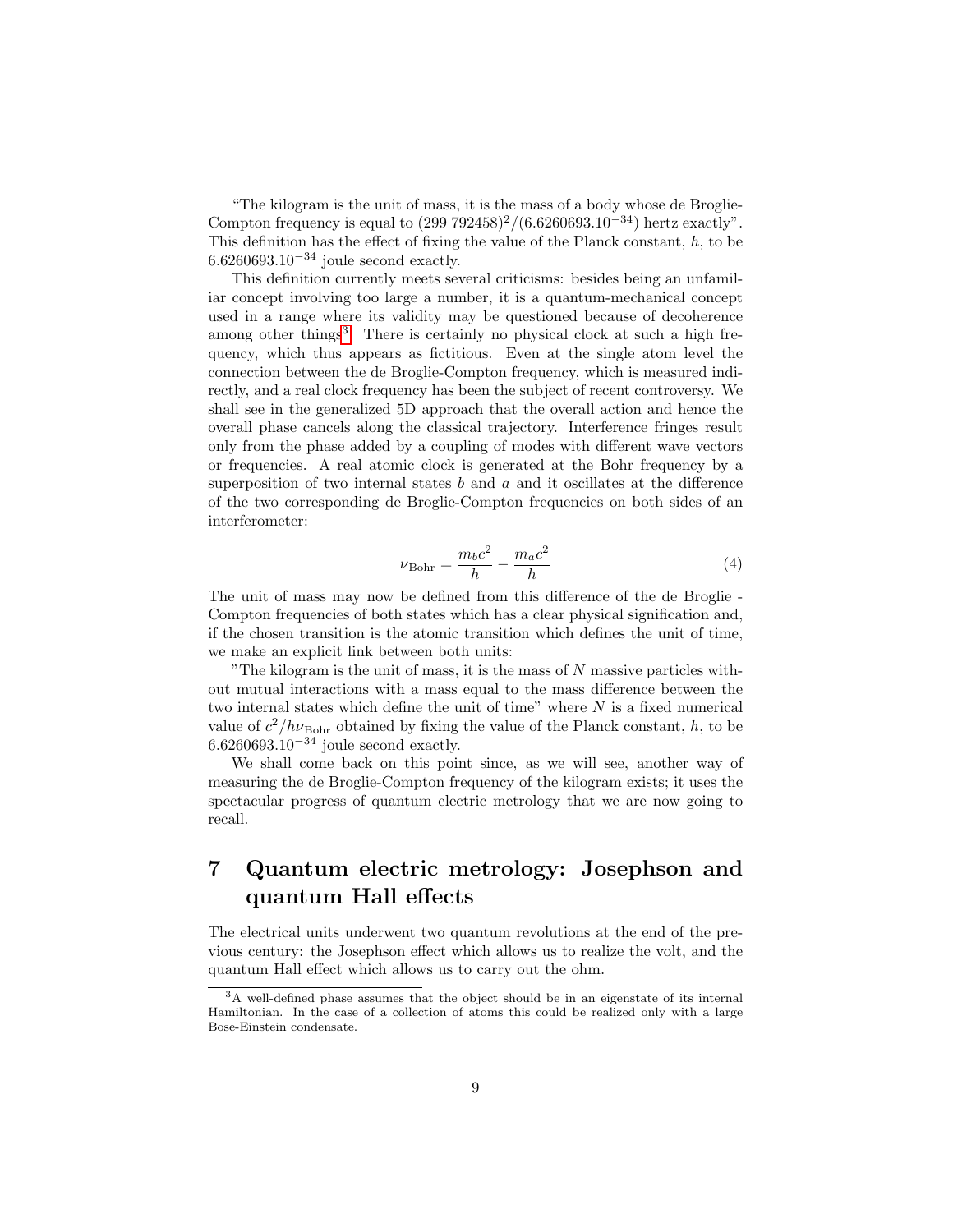"The kilogram is the unit of mass, it is the mass of a body whose de Broglie-Compton frequency is equal to $(299\ 792458)^2/(6.6260693.10^{-34})$ hertz exactly". This definition has the effect of fixing the value of the Planck constant, $h$, to be $6.6260693.10^{-34}$ joule second exactly.

This definition currently meets several criticisms: besides being an unfamiliar concept involving too large a number, it is a quantum-mechanical concept used in a range where its validity may be questioned because of decoherence among other things[3]. There is certainly no physical clock at such a high frequency, which thus appears as fictitious. Even at the single atom level the connection between the de Broglie-Compton frequency, which is measured indirectly, and a real clock frequency has been the subject of recent controversy. We shall see in the generalized 5D approach that the overall action and hence the overall phase cancels along the classical trajectory. Interference fringes result only from the phase added by a coupling of modes with different wave vectors or frequencies. A real atomic clock is generated at the Bohr frequency by a superposition of two internal states $b$ and $a$ and it oscillates at the difference of the two corresponding de Broglie-Compton frequencies on both sides of an interferometer:

$$\nu_{\text{Bohr}} = \frac{m_b c^2}{h} - \frac{m_a c^2}{h} \tag{4}$$

The unit of mass may now be defined from this difference of the de Broglie - Compton frequencies of both states which has a clear physical signification and, if the chosen transition is the atomic transition which defines the unit of time, we make an explicit link between both units:

"The kilogram is the unit of mass, it is the mass of $N$ massive particles without mutual interactions with a mass equal to the mass difference between the two internal states which define the unit of time" where $N$ is a fixed numerical value of $c^2/h\nu_{\text{Bohr}}$ obtained by fixing the value of the Planck constant, $h$, to be $6.6260693.10^{-34}$ joule second exactly.

We shall come back on this point since, as we will see, another way of measuring the de Broglie-Compton frequency of the kilogram exists; it uses the spectacular progress of quantum electric metrology that we are now going to recall.

# 7 Quantum electric metrology: Josephson and quantum Hall effects

The electrical units underwent two quantum revolutions at the end of the previous century: the Josephson effect which allows us to realize the volt, and the quantum Hall effect which allows us to carry out the ohm.

[3] A well-defined phase assumes that the object should be in an eigenstate of its internal Hamiltonian. In the case of a collection of atoms this could be realized only with a large Bose-Einstein condensate.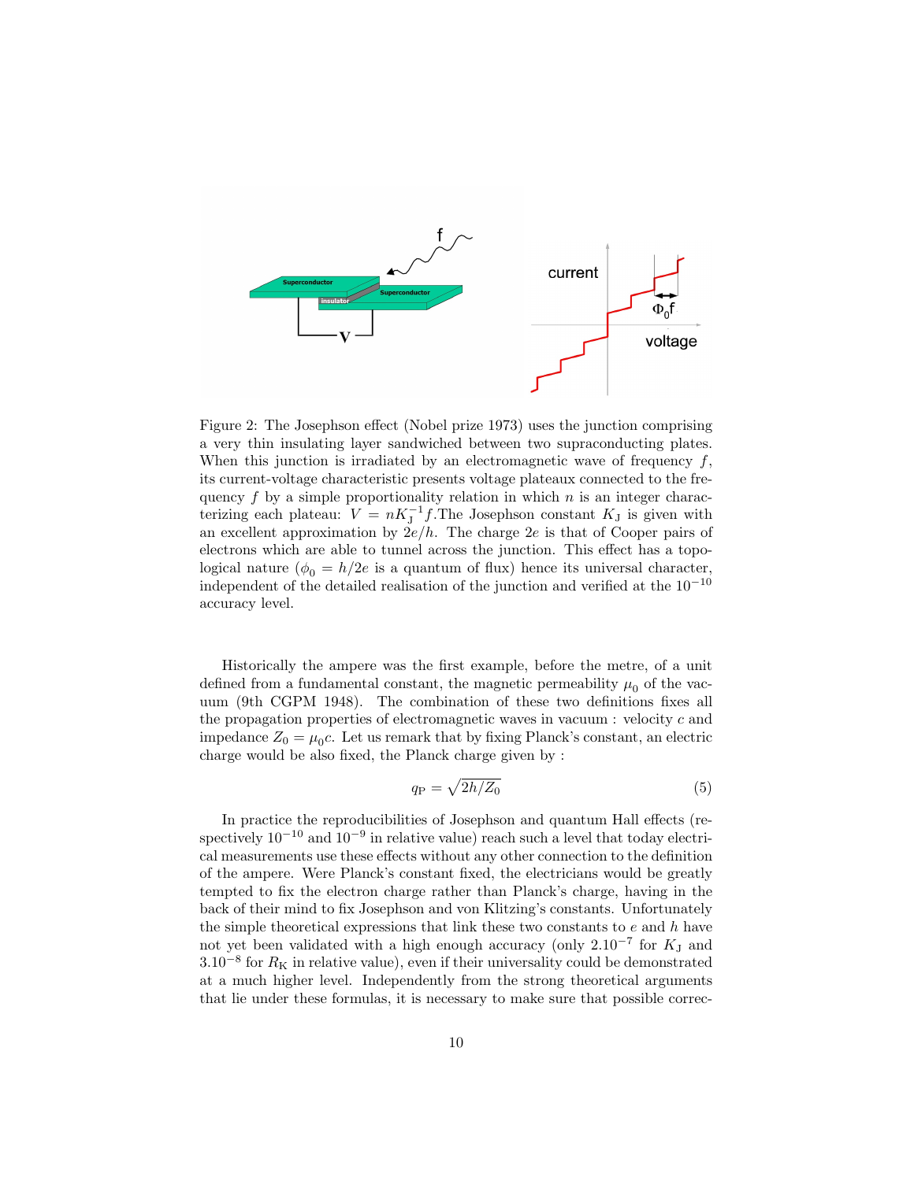Figure 2: The Josephson effect (Nobel prize 1973) uses the junction comprising a very thin insulating layer sandwiched between two supraconducting plates. When this junction is irradiated by an electromagnetic wave of frequency $f$, its current-voltage characteristic presents voltage plateaux connected to the frequency $f$ by a simple proportionality relation in which $n$ is an integer characterizing each plateau: $V = nK_{\mathrm{J}}^{-1}f$.The Josephson constant $K_{\mathrm{J}}$ is given with an excellent approximation by $2e/h$. The charge $2e$ is that of Cooper pairs of electrons which are able to tunnel across the junction. This effect has a topological nature ($\phi_0 = h/2e$ is a quantum of flux) hence its universal character, independent of the detailed realisation of the junction and verified at the $10^{-10}$ accuracy level.

Historically the ampere was the first example, before the metre, of a unit defined from a fundamental constant, the magnetic permeability $\mu_0$ of the vacuum (9th CGPM 1948). The combination of these two definitions fixes all the propagation properties of electromagnetic waves in vacuum : velocity $c$ and impedance $Z_0 = \mu_0 c$. Let us remark that by fixing Planck's constant, an electric charge would be also fixed, the Planck charge given by :

$$q_{\mathrm{P}} = \sqrt{2h/Z_0} \tag{5}$$

In practice the reproducibilities of Josephson and quantum Hall effects (respectively $10^{-10}$ and $10^{-9}$ in relative value) reach such a level that today electrical measurements use these effects without any other connection to the definition of the ampere. Were Planck's constant fixed, the electricians would be greatly tempted to fix the electron charge rather than Planck's charge, having in the back of their mind to fix Josephson and von Klitzing's constants. Unfortunately the simple theoretical expressions that link these two constants to $e$ and $h$ have not yet been validated with a high enough accuracy (only $2.10^{-7}$ for $K_{\mathrm{J}}$ and $3.10^{-8}$ for $R_{\mathrm{K}}$ in relative value), even if their universality could be demonstrated at a much higher level. Independently from the strong theoretical arguments that lie under these formulas, it is necessary to make sure that possible correc-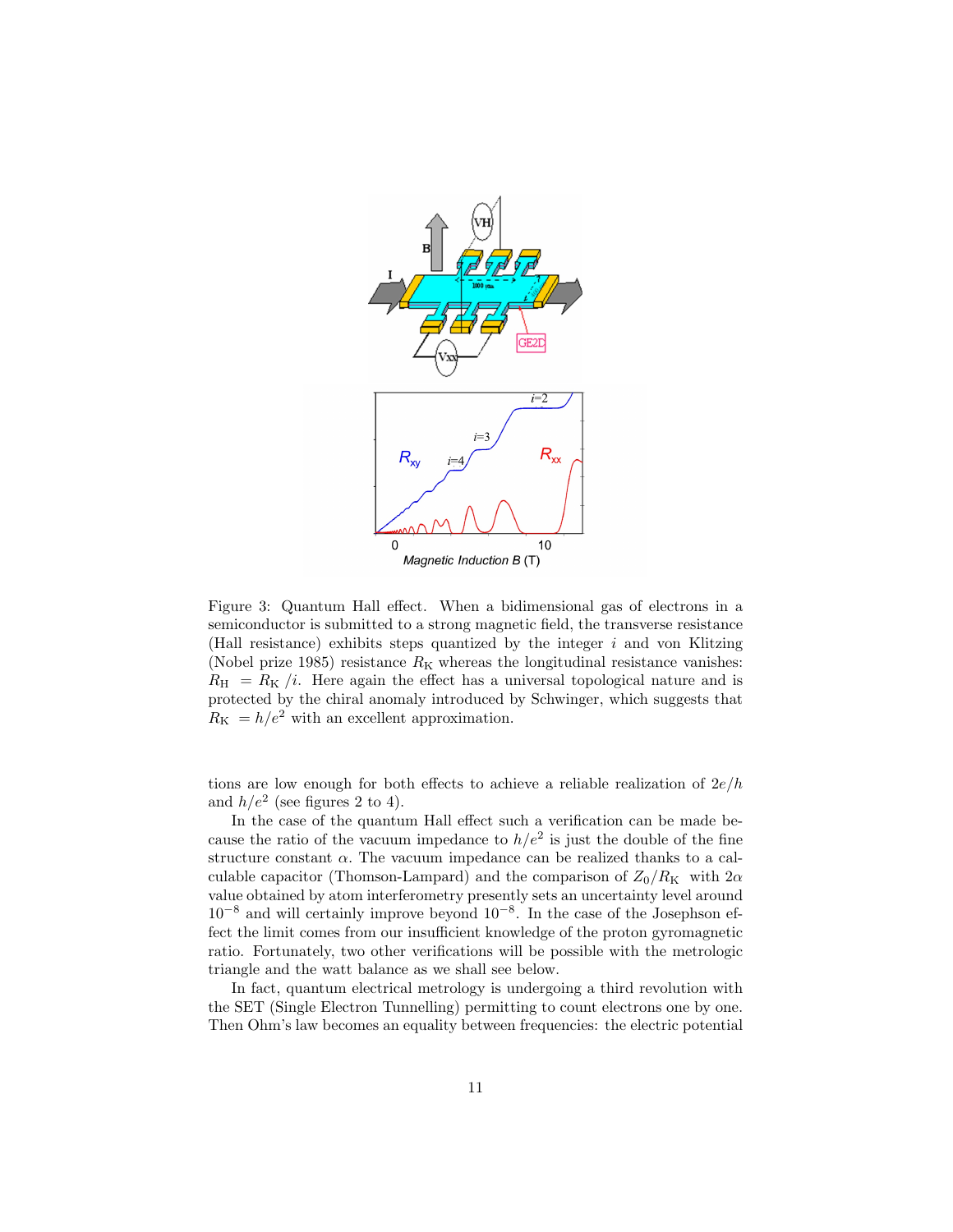Figure 3: Quantum Hall effect. When a bidimensional gas of electrons in a semiconductor is submitted to a strong magnetic field, the transverse resistance (Hall resistance) exhibits steps quantized by the integer $i$ and von Klitzing (Nobel prize 1985) resistance $R_{\mathrm{K}}$ whereas the longitudinal resistance vanishes: $R_{\mathrm{H}} = R_{\mathrm{K}}/i$. Here again the effect has a universal topological nature and is protected by the chiral anomaly introduced by Schwinger, which suggests that $R_{\mathrm{K}} = h/e^2$ with an excellent approximation.

tions are low enough for both effects to achieve a reliable realization of $2e/h$ and $h/e^2$ (see figures 2 to 4).

In the case of the quantum Hall effect such a verification can be made because the ratio of the vacuum impedance to $h/e^2$ is just the double of the fine structure constant $\alpha$. The vacuum impedance can be realized thanks to a calculable capacitor (Thomson-Lampard) and the comparison of $Z_0/R_{\mathrm{K}}$ with $2\alpha$ value obtained by atom interferometry presently sets an uncertainty level around $10^{-8}$ and will certainly improve beyond $10^{-8}$. In the case of the Josephson effect the limit comes from our insufficient knowledge of the proton gyromagnetic ratio. Fortunately, two other verifications will be possible with the metrologic triangle and the watt balance as we shall see below.

In fact, quantum electrical metrology is undergoing a third revolution with the SET (Single Electron Tunnelling) permitting to count electrons one by one. Then Ohm's law becomes an equality between frequencies: the electric potential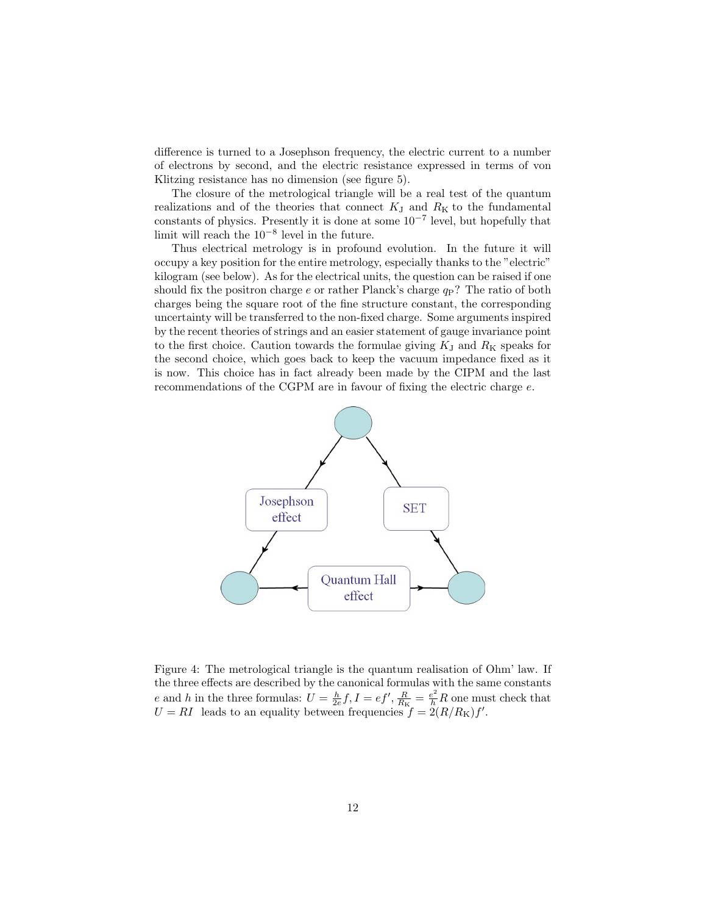difference is turned to a Josephson frequency, the electric current to a number of electrons by second, and the electric resistance expressed in terms of von Klitzing resistance has no dimension (see figure 5).

The closure of the metrological triangle will be a real test of the quantum realizations and of the theories that connect $K_{\mathrm{J}}$ and $R_{\mathrm{K}}$ to the fundamental constants of physics. Presently it is done at some $10^{-7}$ level, but hopefully that limit will reach the $10^{-8}$ level in the future.

Thus electrical metrology is in profound evolution. In the future it will occupy a key position for the entire metrology, especially thanks to the "electric" kilogram (see below). As for the electrical units, the question can be raised if one should fix the positron charge $e$ or rather Planck's charge $q_{\mathrm{P}}$? The ratio of both charges being the square root of the fine structure constant, the corresponding uncertainty will be transferred to the non-fixed charge. Some arguments inspired by the recent theories of strings and an easier statement of gauge invariance point to the first choice. Caution towards the formulae giving $K_{\mathrm{J}}$ and $R_{\mathrm{K}}$ speaks for the second choice, which goes back to keep the vacuum impedance fixed as it is now. This choice has in fact already been made by the CIPM and the last recommendations of the CGPM are in favour of fixing the electric charge $e$.

Josephson effect

SET

Quantum Hall effect

Figure 4: The metrological triangle is the quantum realisation of Ohm' law. If the three effects are described by the canonical formulas with the same constants $e$ and $h$ in the three formulas: $U = \frac{h}{2e} f, I = ef', \frac{R}{R_{\mathrm{K}}} = \frac{e^2}{h} R$ one must check that $U = RI$ leads to an equality between frequencies $f = 2(R/R_{\mathrm{K}})f'$.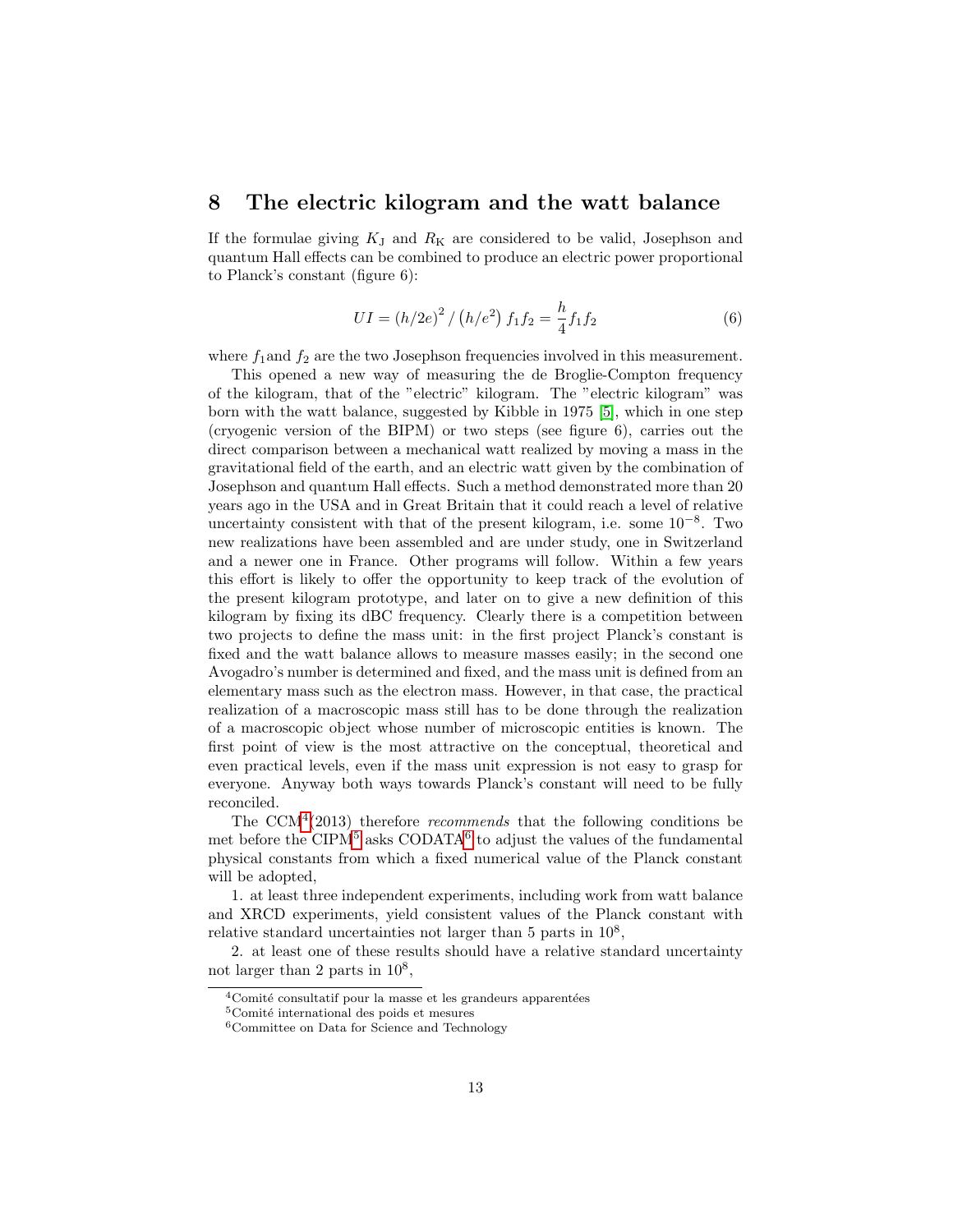## 8 The electric kilogram and the watt balance

If the formulae giving $K_\mathrm{J}$ and $R_\mathrm{K}$ are considered to be valid, Josephson and quantum Hall effects can be combined to produce an electric power proportional to Planck's constant (figure 6):

$$UI = (h/2e)^2 \,/\, \left(h/e^2\right) f_1 f_2 = \frac{h}{4} f_1 f_2 \tag{6}$$

where $f_1$and $f_2$ are the two Josephson frequencies involved in this measurement.

This opened a new way of measuring the de Broglie-Compton frequency of the kilogram, that of the "electric" kilogram. The "electric kilogram" was born with the watt balance, suggested by Kibble in 1975 [5], which in one step (cryogenic version of the BIPM) or two steps (see figure 6), carries out the direct comparison between a mechanical watt realized by moving a mass in the gravitational field of the earth, and an electric watt given by the combination of Josephson and quantum Hall effects. Such a method demonstrated more than 20 years ago in the USA and in Great Britain that it could reach a level of relative uncertainty consistent with that of the present kilogram, i.e. some $10^{-8}$. Two new realizations have been assembled and are under study, one in Switzerland and a newer one in France. Other programs will follow. Within a few years this effort is likely to offer the opportunity to keep track of the evolution of the present kilogram prototype, and later on to give a new definition of this kilogram by fixing its dBC frequency. Clearly there is a competition between two projects to define the mass unit: in the first project Planck's constant is fixed and the watt balance allows to measure masses easily; in the second one Avogadro's number is determined and fixed, and the mass unit is defined from an elementary mass such as the electron mass. However, in that case, the practical realization of a macroscopic mass still has to be done through the realization of a macroscopic object whose number of microscopic entities is known. The first point of view is the most attractive on the conceptual, theoretical and even practical levels, even if the mass unit expression is not easy to grasp for everyone. Anyway both ways towards Planck's constant will need to be fully reconciled.

The CCM[4](2013) therefore *recommends* that the following conditions be met before the CIPM[5] asks CODATA[6] to adjust the values of the fundamental physical constants from which a fixed numerical value of the Planck constant will be adopted,

1. at least three independent experiments, including work from watt balance and XRCD experiments, yield consistent values of the Planck constant with relative standard uncertainties not larger than 5 parts in $10^8$,

2. at least one of these results should have a relative standard uncertainty not larger than 2 parts in $10^8$,

---

[4] Comité consultatif pour la masse et les grandeurs apparentées

[5] Comité international des poids et mesures

[6] Committee on Data for Science and Technology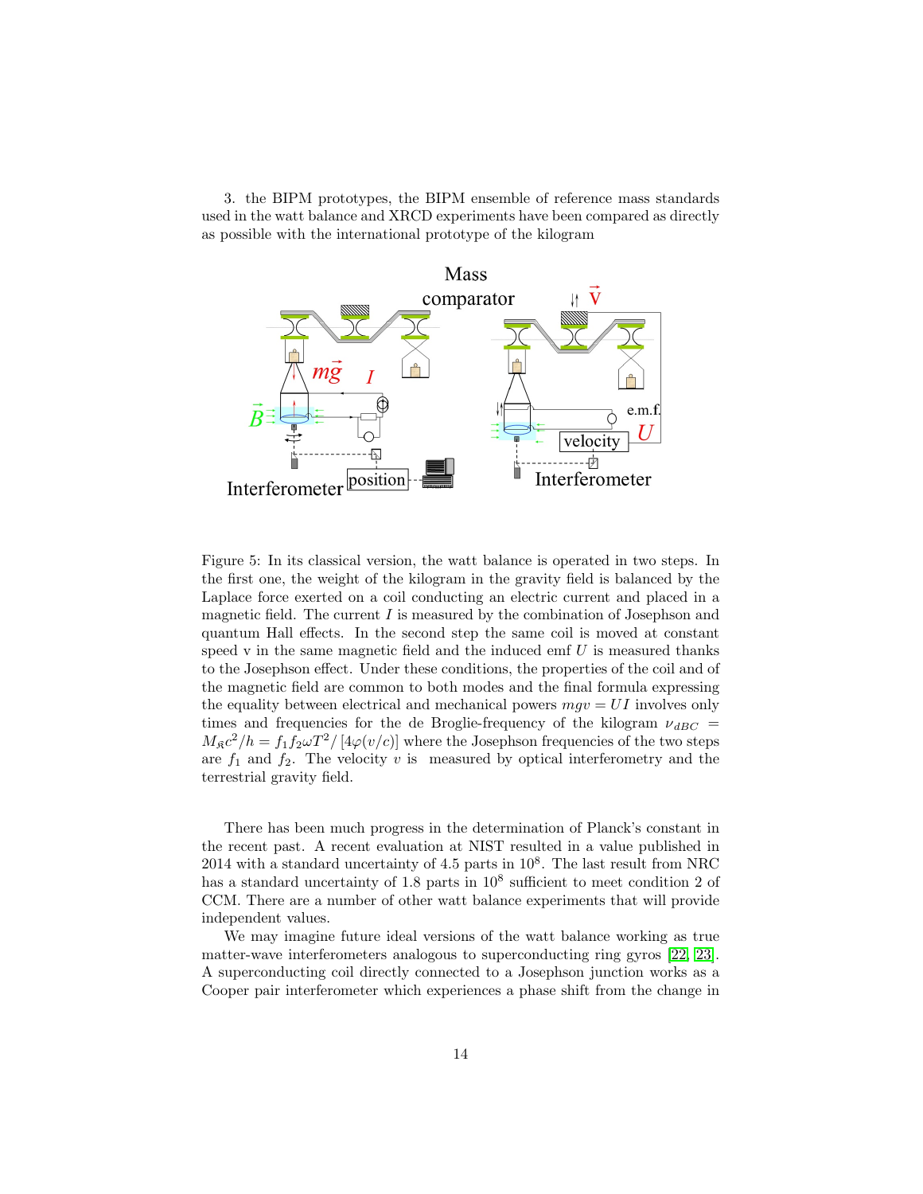3. the BIPM prototypes, the BIPM ensemble of reference mass standards used in the watt balance and XRCD experiments have been compared as directly as possible with the international prototype of the kilogram

Figure 5: In its classical version, the watt balance is operated in two steps. In the first one, the weight of the kilogram in the gravity field is balanced by the Laplace force exerted on a coil conducting an electric current and placed in a magnetic field. The current $I$ is measured by the combination of Josephson and quantum Hall effects. In the second step the same coil is moved at constant speed v in the same magnetic field and the induced emf $U$ is measured thanks to the Josephson effect. Under these conditions, the properties of the coil and of the magnetic field are common to both modes and the final formula expressing the equality between electrical and mechanical powers $mgv = UI$ involves only times and frequencies for the de Broglie-frequency of the kilogram $\nu_{dBC} = M_{\mathfrak{K}}c^2/h = f_1 f_2 \omega T^2/\left[4\varphi(v/c)\right]$ where the Josephson frequencies of the two steps are $f_1$ and $f_2$. The velocity $v$ is measured by optical interferometry and the terrestrial gravity field.

There has been much progress in the determination of Planck's constant in the recent past. A recent evaluation at NIST resulted in a value published in 2014 with a standard uncertainty of 4.5 parts in $10^8$. The last result from NRC has a standard uncertainty of 1.8 parts in $10^8$ sufficient to meet condition 2 of CCM. There are a number of other watt balance experiments that will provide independent values.

We may imagine future ideal versions of the watt balance working as true matter-wave interferometers analogous to superconducting ring gyros [22, 23]. A superconducting coil directly connected to a Josephson junction works as a Cooper pair interferometer which experiences a phase shift from the change in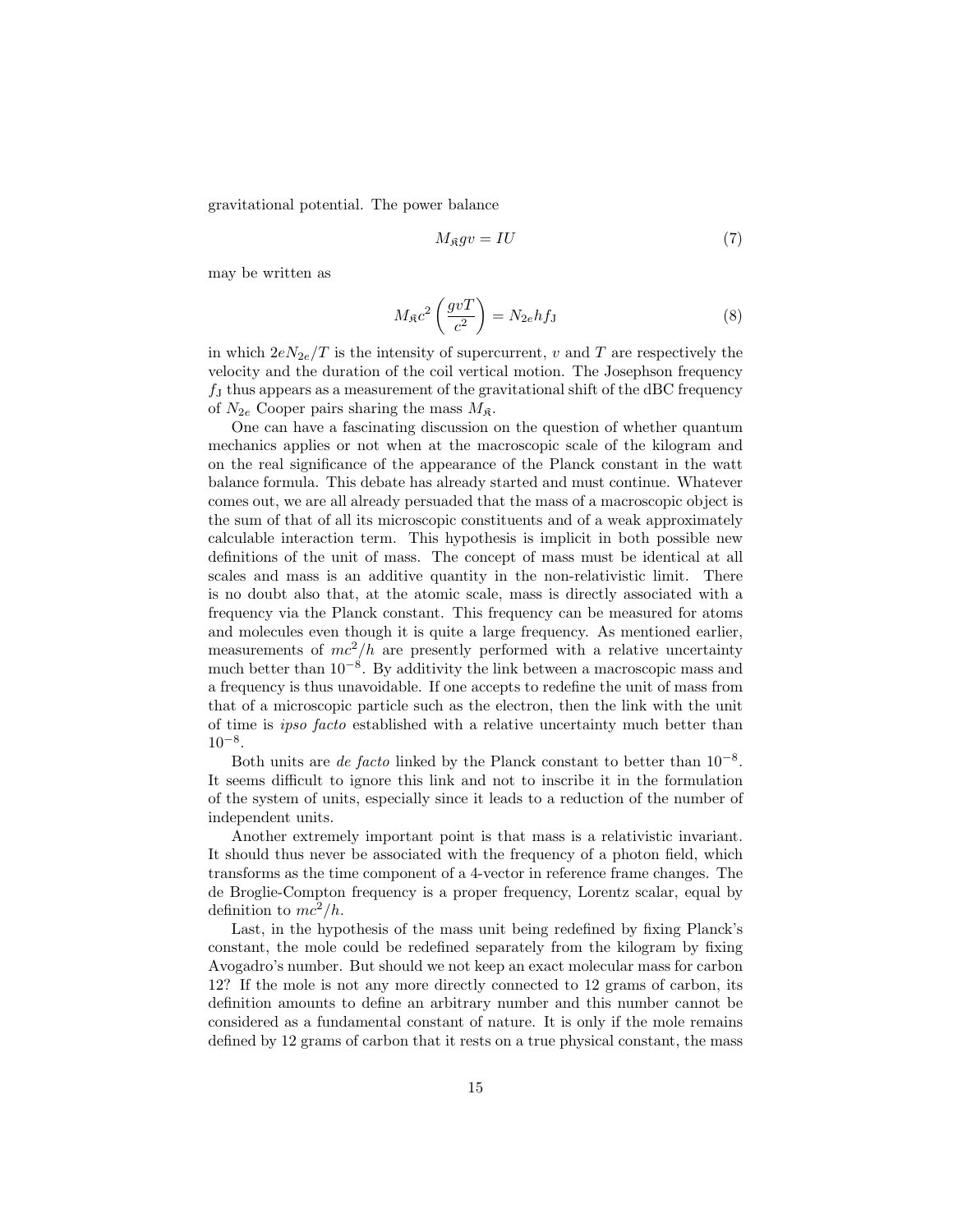gravitational potential. The power balance

$$M_{\mathfrak{K}} g v = I U \tag{7}$$

may be written as

$$M_{\mathfrak{K}} c^2 \left( \frac{g v T}{c^2} \right) = N_{2e} h f_{\mathrm{J}} \tag{8}$$

in which $2eN_{2e}/T$ is the intensity of supercurrent, $v$ and $T$ are respectively the velocity and the duration of the coil vertical motion. The Josephson frequency $f_{\mathrm{J}}$ thus appears as a measurement of the gravitational shift of the dBC frequency of $N_{2e}$ Cooper pairs sharing the mass $M_{\mathfrak{K}}$.

One can have a fascinating discussion on the question of whether quantum mechanics applies or not when at the macroscopic scale of the kilogram and on the real significance of the appearance of the Planck constant in the watt balance formula. This debate has already started and must continue. Whatever comes out, we are all already persuaded that the mass of a macroscopic object is the sum of that of all its microscopic constituents and of a weak approximately calculable interaction term. This hypothesis is implicit in both possible new definitions of the unit of mass. The concept of mass must be identical at all scales and mass is an additive quantity in the non-relativistic limit. There is no doubt also that, at the atomic scale, mass is directly associated with a frequency via the Planck constant. This frequency can be measured for atoms and molecules even though it is quite a large frequency. As mentioned earlier, measurements of $mc^2/h$ are presently performed with a relative uncertainty much better than $10^{-8}$. By additivity the link between a macroscopic mass and a frequency is thus unavoidable. If one accepts to redefine the unit of mass from that of a microscopic particle such as the electron, then the link with the unit of time is *ipso facto* established with a relative uncertainty much better than $10^{-8}$.

Both units are *de facto* linked by the Planck constant to better than $10^{-8}$. It seems difficult to ignore this link and not to inscribe it in the formulation of the system of units, especially since it leads to a reduction of the number of independent units.

Another extremely important point is that mass is a relativistic invariant. It should thus never be associated with the frequency of a photon field, which transforms as the time component of a 4-vector in reference frame changes. The de Broglie-Compton frequency is a proper frequency, Lorentz scalar, equal by definition to $mc^2/h$.

Last, in the hypothesis of the mass unit being redefined by fixing Planck's constant, the mole could be redefined separately from the kilogram by fixing Avogadro's number. But should we not keep an exact molecular mass for carbon 12? If the mole is not any more directly connected to 12 grams of carbon, its definition amounts to define an arbitrary number and this number cannot be considered as a fundamental constant of nature. It is only if the mole remains defined by 12 grams of carbon that it rests on a true physical constant, the mass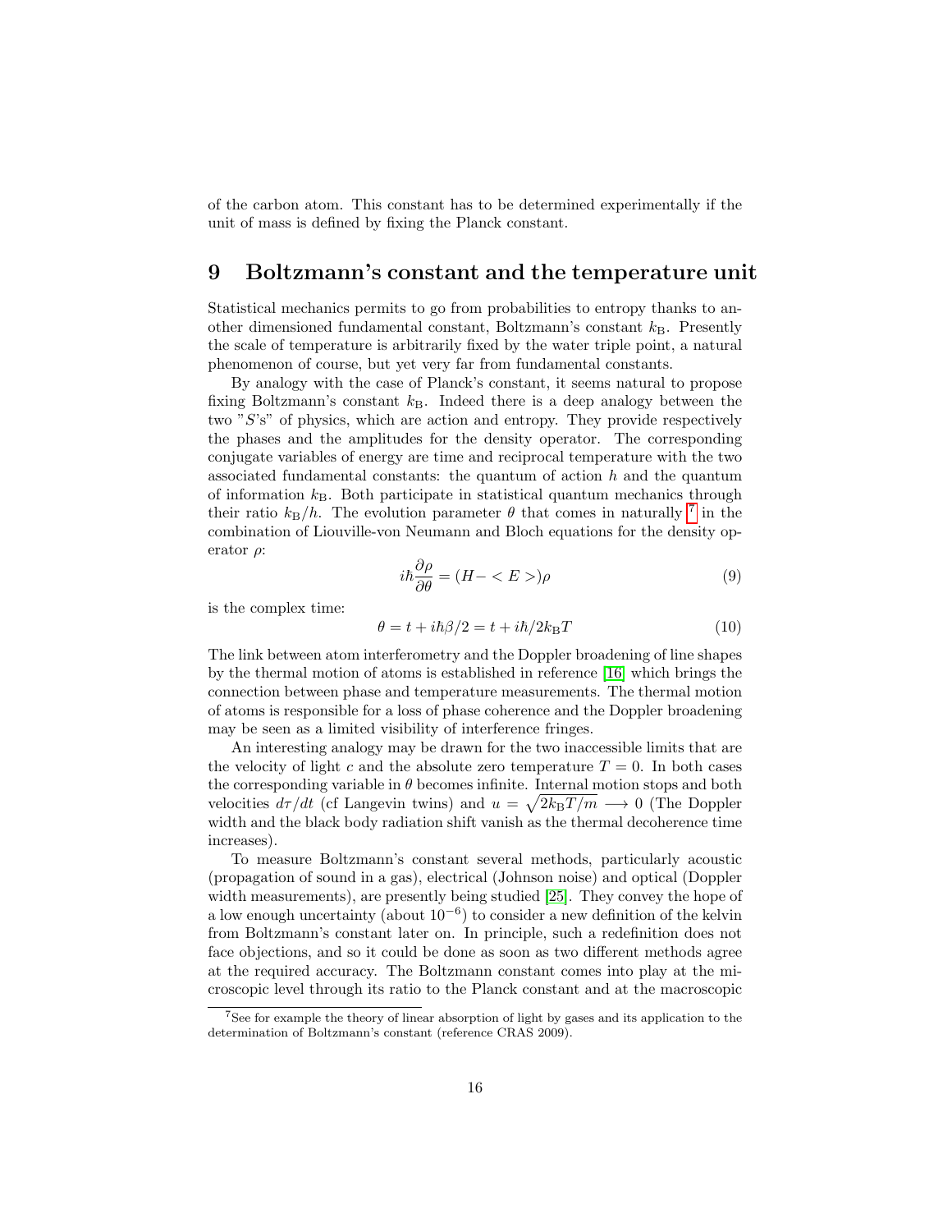of the carbon atom. This constant has to be determined experimentally if the unit of mass is defined by fixing the Planck constant.

## 9 Boltzmann's constant and the temperature unit

Statistical mechanics permits to go from probabilities to entropy thanks to another dimensioned fundamental constant, Boltzmann's constant $k_{\mathrm{B}}$. Presently the scale of temperature is arbitrarily fixed by the water triple point, a natural phenomenon of course, but yet very far from fundamental constants.

By analogy with the case of Planck's constant, it seems natural to propose fixing Boltzmann's constant $k_{\mathrm{B}}$. Indeed there is a deep analogy between the two "$S$'s" of physics, which are action and entropy. They provide respectively the phases and the amplitudes for the density operator. The corresponding conjugate variables of energy are time and reciprocal temperature with the two associated fundamental constants: the quantum of action $h$ and the quantum of information $k_{\mathrm{B}}$. Both participate in statistical quantum mechanics through their ratio $k_{\mathrm{B}}/h$. The evolution parameter $\theta$ that comes in naturally [7] in the combination of Liouville-von Neumann and Bloch equations for the density operator $\rho$:

$$i\hbar\frac{\partial\rho}{\partial\theta} = (H - <E>)\rho \tag{9}$$

is the complex time:

$$\theta = t + i\hbar\beta/2 = t + i\hbar/2k_{\mathrm{B}}T \tag{10}$$

The link between atom interferometry and the Doppler broadening of line shapes by the thermal motion of atoms is established in reference [16] which brings the connection between phase and temperature measurements. The thermal motion of atoms is responsible for a loss of phase coherence and the Doppler broadening may be seen as a limited visibility of interference fringes.

An interesting analogy may be drawn for the two inaccessible limits that are the velocity of light $c$ and the absolute zero temperature $T = 0$. In both cases the corresponding variable in $\theta$ becomes infinite. Internal motion stops and both velocities $d\tau/dt$ (cf Langevin twins) and $u = \sqrt{2k_{\mathrm{B}}T/m} \longrightarrow 0$ (The Doppler width and the black body radiation shift vanish as the thermal decoherence time increases).

To measure Boltzmann's constant several methods, particularly acoustic (propagation of sound in a gas), electrical (Johnson noise) and optical (Doppler width measurements), are presently being studied [25]. They convey the hope of a low enough uncertainty (about $10^{-6}$) to consider a new definition of the kelvin from Boltzmann's constant later on. In principle, such a redefinition does not face objections, and so it could be done as soon as two different methods agree at the required accuracy. The Boltzmann constant comes into play at the microscopic level through its ratio to the Planck constant and at the macroscopic

[7] See for example the theory of linear absorption of light by gases and its application to the determination of Boltzmann's constant (reference CRAS 2009).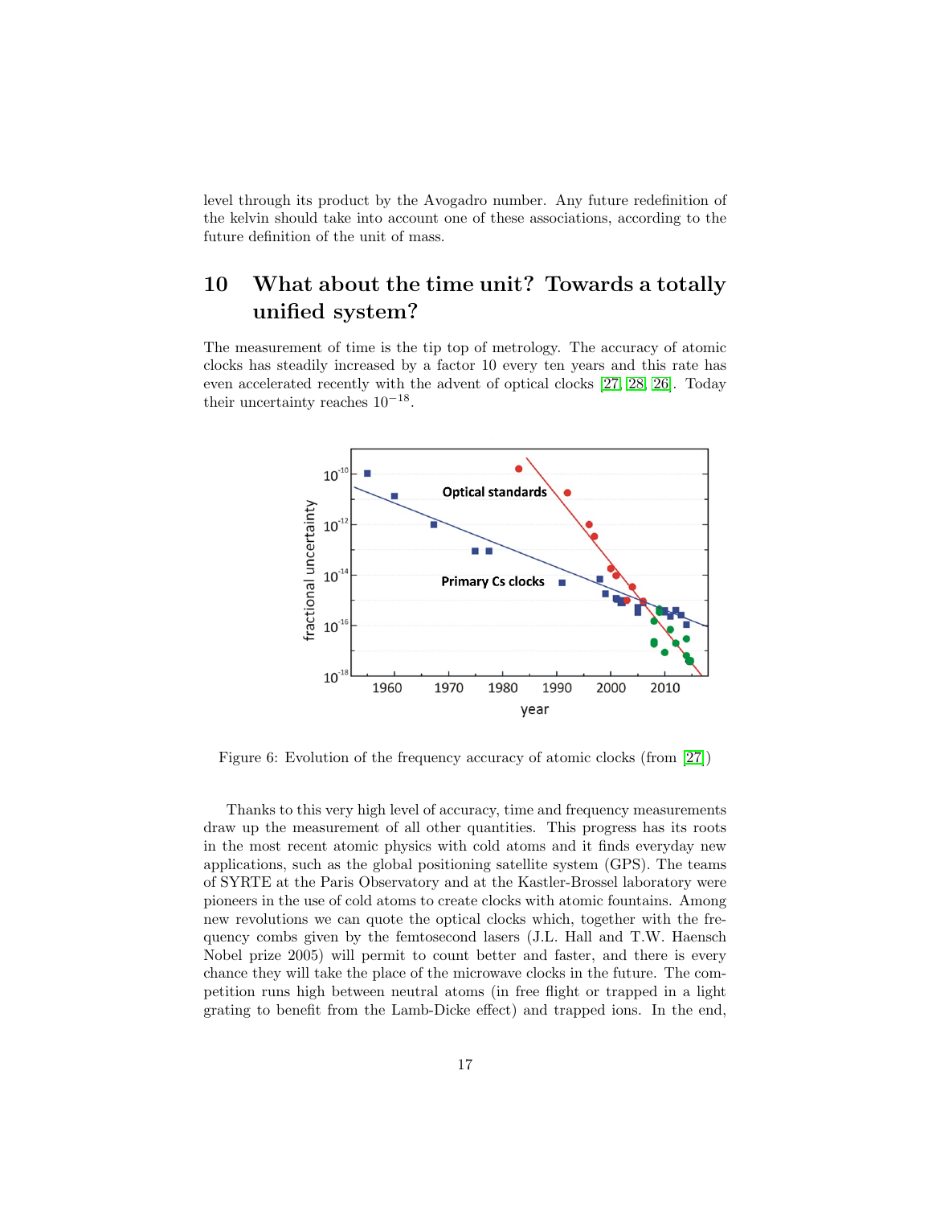level through its product by the Avogadro number. Any future redefinition of the kelvin should take into account one of these associations, according to the future definition of the unit of mass.

## 10 What about the time unit? Towards a totally unified system?

The measurement of time is the tip top of metrology. The accuracy of atomic clocks has steadily increased by a factor 10 every ten years and this rate has even accelerated recently with the advent of optical clocks [27, 28, 26]. Today their uncertainty reaches $10^{-18}$.

Figure 6: Evolution of the frequency accuracy of atomic clocks (from [27])

Thanks to this very high level of accuracy, time and frequency measurements draw up the measurement of all other quantities. This progress has its roots in the most recent atomic physics with cold atoms and it finds everyday new applications, such as the global positioning satellite system (GPS). The teams of SYRTE at the Paris Observatory and at the Kastler-Brossel laboratory were pioneers in the use of cold atoms to create clocks with atomic fountains. Among new revolutions we can quote the optical clocks which, together with the frequency combs given by the femtosecond lasers (J.L. Hall and T.W. Haensch Nobel prize 2005) will permit to count better and faster, and there is every chance they will take the place of the microwave clocks in the future. The competition runs high between neutral atoms (in free flight or trapped in a light grating to benefit from the Lamb-Dicke effect) and trapped ions. In the end,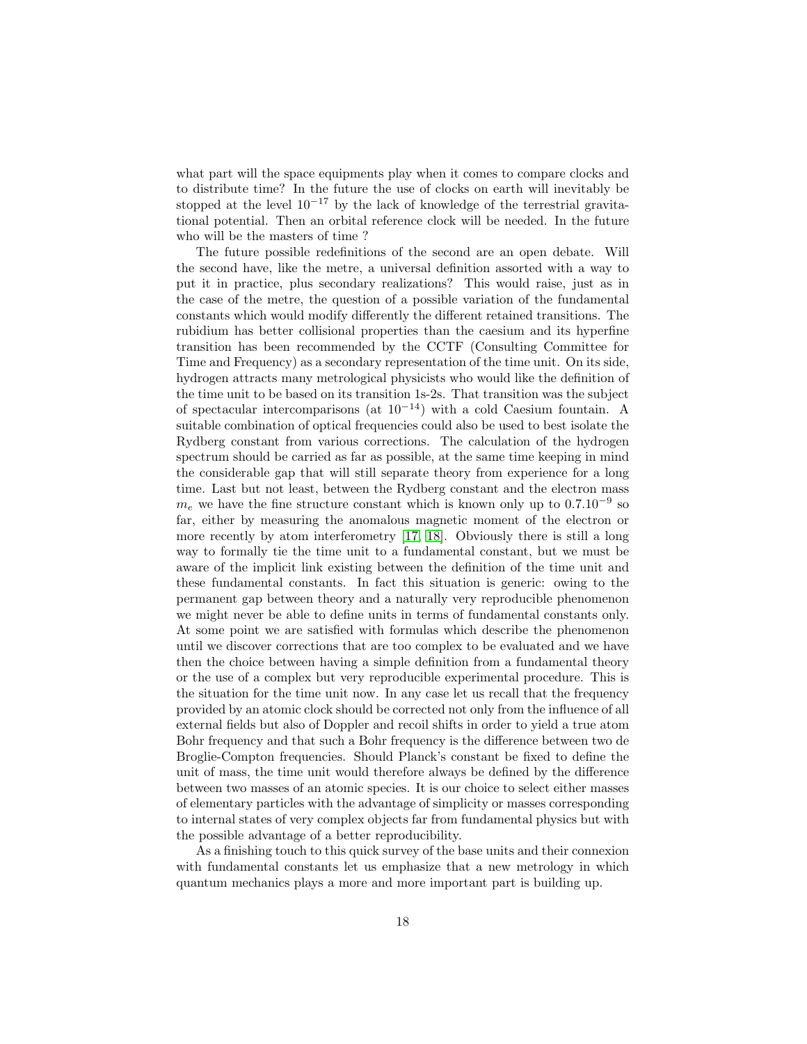what part will the space equipments play when it comes to compare clocks and to distribute time? In the future the use of clocks on earth will inevitably be stopped at the level $10^{-17}$ by the lack of knowledge of the terrestrial gravitational potential. Then an orbital reference clock will be needed. In the future who will be the masters of time ?

The future possible redefinitions of the second are an open debate. Will the second have, like the metre, a universal definition assorted with a way to put it in practice, plus secondary realizations? This would raise, just as in the case of the metre, the question of a possible variation of the fundamental constants which would modify differently the different retained transitions. The rubidium has better collisional properties than the caesium and its hyperfine transition has been recommended by the CCTF (Consulting Committee for Time and Frequency) as a secondary representation of the time unit. On its side, hydrogen attracts many metrological physicists who would like the definition of the time unit to be based on its transition 1s-2s. That transition was the subject of spectacular intercomparisons (at $10^{-14}$) with a cold Caesium fountain. A suitable combination of optical frequencies could also be used to best isolate the Rydberg constant from various corrections. The calculation of the hydrogen spectrum should be carried as far as possible, at the same time keeping in mind the considerable gap that will still separate theory from experience for a long time. Last but not least, between the Rydberg constant and the electron mass $m_e$ we have the fine structure constant which is known only up to $0.7.10^{-9}$ so far, either by measuring the anomalous magnetic moment of the electron or more recently by atom interferometry [17, 18]. Obviously there is still a long way to formally tie the time unit to a fundamental constant, but we must be aware of the implicit link existing between the definition of the time unit and these fundamental constants. In fact this situation is generic: owing to the permanent gap between theory and a naturally very reproducible phenomenon we might never be able to define units in terms of fundamental constants only. At some point we are satisfied with formulas which describe the phenomenon until we discover corrections that are too complex to be evaluated and we have then the choice between having a simple definition from a fundamental theory or the use of a complex but very reproducible experimental procedure. This is the situation for the time unit now. In any case let us recall that the frequency provided by an atomic clock should be corrected not only from the influence of all external fields but also of Doppler and recoil shifts in order to yield a true atom Bohr frequency and that such a Bohr frequency is the difference between two de Broglie-Compton frequencies. Should Planck's constant be fixed to define the unit of mass, the time unit would therefore always be defined by the difference between two masses of an atomic species. It is our choice to select either masses of elementary particles with the advantage of simplicity or masses corresponding to internal states of very complex objects far from fundamental physics but with the possible advantage of a better reproducibility.

As a finishing touch to this quick survey of the base units and their connexion with fundamental constants let us emphasize that a new metrology in which quantum mechanics plays a more and more important part is building up.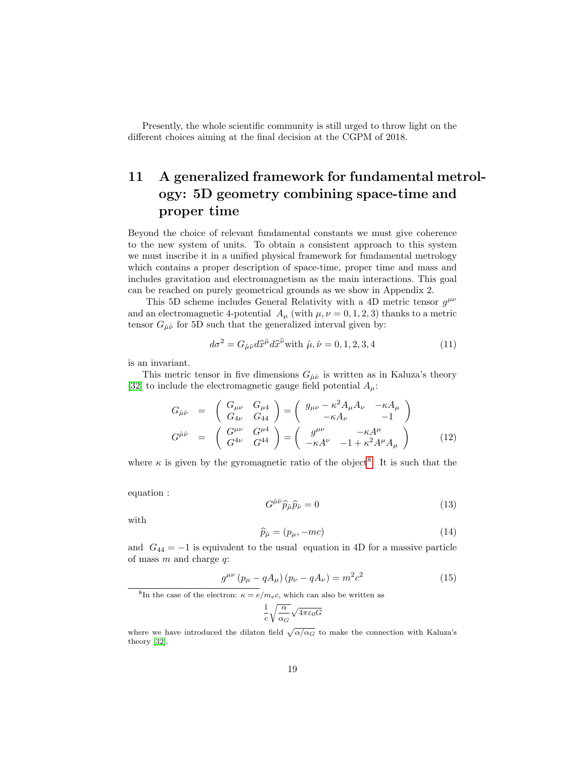Presently, the whole scientific community is still urged to throw light on the different choices aiming at the final decision at the CGPM of 2018.

## 11 A generalized framework for fundamental metrology: 5D geometry combining space-time and proper time

Beyond the choice of relevant fundamental constants we must give coherence to the new system of units. To obtain a consistent approach to this system we must inscribe it in a unified physical framework for fundamental metrology which contains a proper description of space-time, proper time and mass and includes gravitation and electromagnetism as the main interactions. This goal can be reached on purely geometrical grounds as we show in Appendix 2.

This 5D scheme includes General Relativity with a 4D metric tensor $g^{\mu\nu}$ and an electromagnetic 4-potential $A_\mu$ (with $\mu, \nu = 0, 1, 2, 3$) thanks to a metric tensor $G_{\hat{\mu}\hat{\nu}}$ for 5D such that the generalized interval given by:

$$d\sigma^2 = G_{\hat{\mu}\hat{\nu}} d\widehat{x}^{\hat{\mu}} d\widehat{x}^{\hat{\nu}} \text{with } \hat{\mu}, \hat{\nu} = 0, 1, 2, 3, 4 \tag{11}$$

is an invariant.

This metric tensor in five dimensions $G_{\hat{\mu}\hat{\nu}}$ is written as in Kaluza's theory [32] to include the electromagnetic gauge field potential $A_\mu$:

$$\begin{aligned} G_{\hat{\mu}\hat{\nu}} &= \begin{pmatrix} G_{\mu\nu} & G_{\mu 4} \\ G_{4\nu} & G_{44} \end{pmatrix} = \begin{pmatrix} g_{\mu\nu} - \kappa^2 A_\mu A_\nu & -\kappa A_\mu \\ -\kappa A_\nu & -1 \end{pmatrix} \\ G^{\hat{\mu}\hat{\nu}} &= \begin{pmatrix} G^{\mu\nu} & G^{\mu 4} \\ G^{4\nu} & G^{44} \end{pmatrix} = \begin{pmatrix} g^{\mu\nu} & -\kappa A^\mu \\ -\kappa A^\nu & -1 + \kappa^2 A^\mu A_\mu \end{pmatrix} \end{aligned} \tag{12}$$

where $\kappa$ is given by the gyromagnetic ratio of the object[8]. It is such that the equation :

$$G^{\hat{\mu}\hat{\nu}} \widehat{p}_{\hat{\mu}} \widehat{p}_{\hat{\nu}} = 0 \tag{13}$$

with

$$\widehat{p}_{\hat{\mu}} = (p_\mu, -mc) \tag{14}$$

and $G_{44} = -1$ is equivalent to the usual equation in 4D for a massive particle of mass $m$ and charge $q$:

$$g^{\mu\nu} (p_\mu - qA_\mu)(p_\nu - qA_\nu) = m^2 c^2 \tag{15}$$

[8] In the case of the electron: $\kappa = e/m_e c$, which can also be written as

$$\frac{1}{c}\sqrt{\frac{\alpha}{\alpha_G}}\sqrt{4\pi\varepsilon_0 G}$$

where we have introduced the dilaton field $\sqrt{\alpha/\alpha_G}$ to make the connection with Kaluza's theory [32].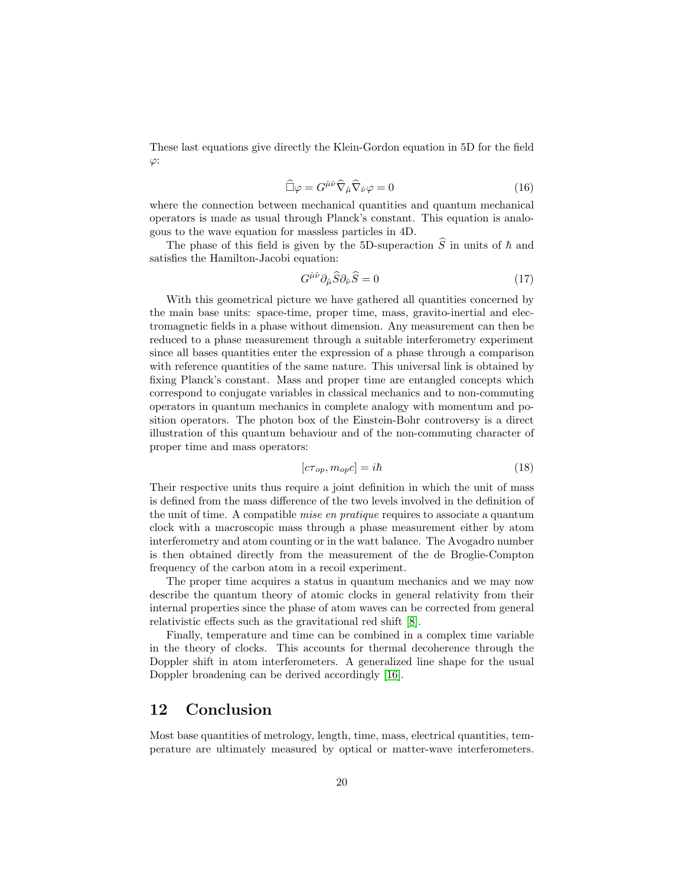These last equations give directly the Klein-Gordon equation in 5D for the field $\varphi$:

$$\widehat{\Box}\varphi = G^{\hat{\mu}\hat{\nu}}\widehat{\nabla}_{\hat{\mu}}\widehat{\nabla}_{\hat{\nu}}\varphi = 0 \tag{16}$$

where the connection between mechanical quantities and quantum mechanical operators is made as usual through Planck's constant. This equation is analogous to the wave equation for massless particles in 4D.

The phase of this field is given by the 5D-superaction $\widehat{S}$ in units of $\hbar$ and satisfies the Hamilton-Jacobi equation:

$$G^{\hat{\mu}\hat{\nu}}\partial_{\hat{\mu}}\widehat{S}\partial_{\hat{\nu}}\widehat{S} = 0 \tag{17}$$

With this geometrical picture we have gathered all quantities concerned by the main base units: space-time, proper time, mass, gravito-inertial and electromagnetic fields in a phase without dimension. Any measurement can then be reduced to a phase measurement through a suitable interferometry experiment since all bases quantities enter the expression of a phase through a comparison with reference quantities of the same nature. This universal link is obtained by fixing Planck's constant. Mass and proper time are entangled concepts which correspond to conjugate variables in classical mechanics and to non-commuting operators in quantum mechanics in complete analogy with momentum and position operators. The photon box of the Einstein-Bohr controversy is a direct illustration of this quantum behaviour and of the non-commuting character of proper time and mass operators:

$$[c\tau_{op}, m_{op}c] = i\hbar \tag{18}$$

Their respective units thus require a joint definition in which the unit of mass is defined from the mass difference of the two levels involved in the definition of the unit of time. A compatible *mise en pratique* requires to associate a quantum clock with a macroscopic mass through a phase measurement either by atom interferometry and atom counting or in the watt balance. The Avogadro number is then obtained directly from the measurement of the de Broglie-Compton frequency of the carbon atom in a recoil experiment.

The proper time acquires a status in quantum mechanics and we may now describe the quantum theory of atomic clocks in general relativity from their internal properties since the phase of atom waves can be corrected from general relativistic effects such as the gravitational red shift [8].

Finally, temperature and time can be combined in a complex time variable in the theory of clocks. This accounts for thermal decoherence through the Doppler shift in atom interferometers. A generalized line shape for the usual Doppler broadening can be derived accordingly [16].

## 12 Conclusion

Most base quantities of metrology, length, time, mass, electrical quantities, temperature are ultimately measured by optical or matter-wave interferometers.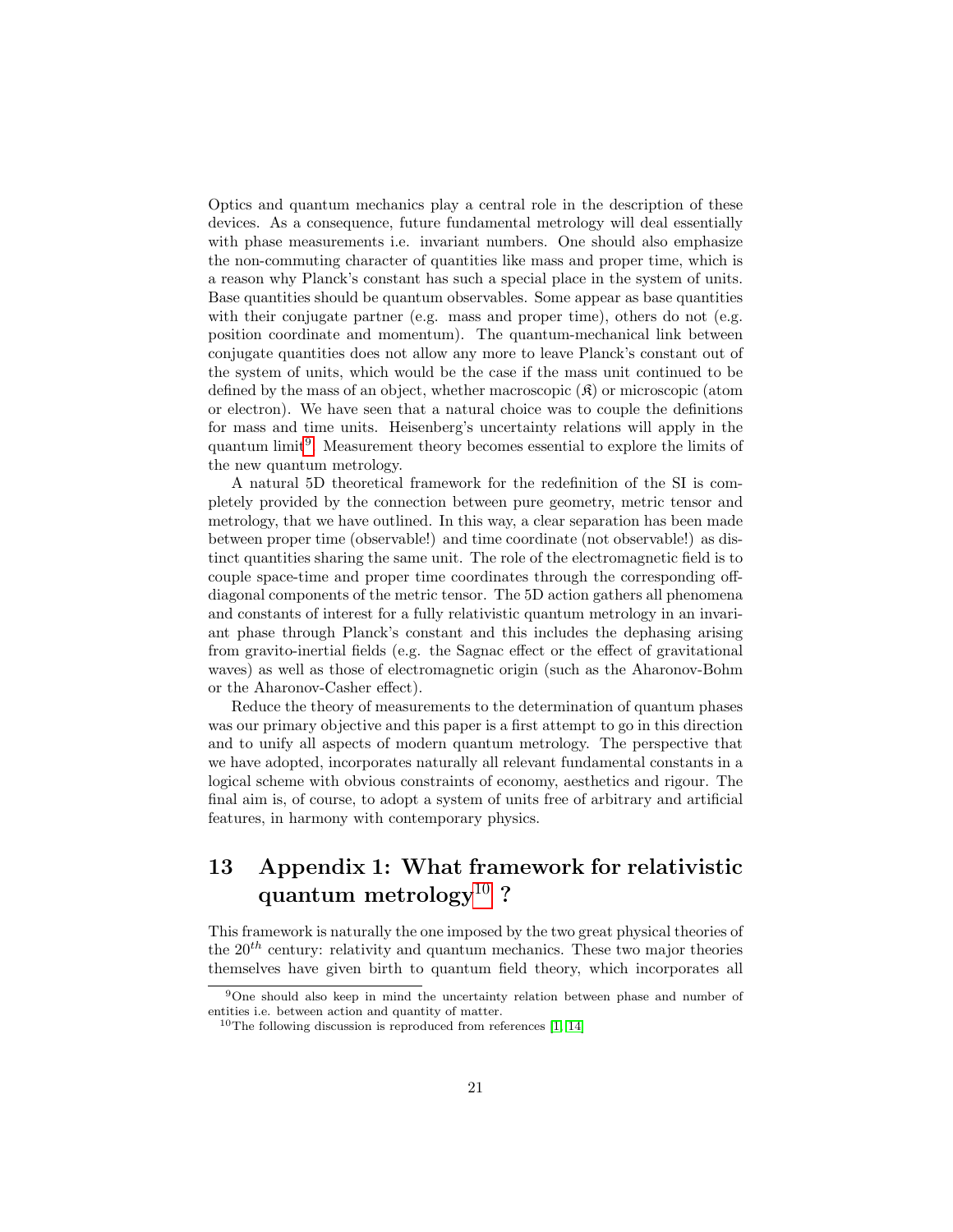Optics and quantum mechanics play a central role in the description of these devices. As a consequence, future fundamental metrology will deal essentially with phase measurements i.e. invariant numbers. One should also emphasize the non-commuting character of quantities like mass and proper time, which is a reason why Planck's constant has such a special place in the system of units. Base quantities should be quantum observables. Some appear as base quantities with their conjugate partner (e.g. mass and proper time), others do not (e.g. position coordinate and momentum). The quantum-mechanical link between conjugate quantities does not allow any more to leave Planck's constant out of the system of units, which would be the case if the mass unit continued to be defined by the mass of an object, whether macroscopic ($\mathfrak{K}$) or microscopic (atom or electron). We have seen that a natural choice was to couple the definitions for mass and time units. Heisenberg's uncertainty relations will apply in the quantum limit[9]. Measurement theory becomes essential to explore the limits of the new quantum metrology.

A natural 5D theoretical framework for the redefinition of the SI is completely provided by the connection between pure geometry, metric tensor and metrology, that we have outlined. In this way, a clear separation has been made between proper time (observable!) and time coordinate (not observable!) as distinct quantities sharing the same unit. The role of the electromagnetic field is to couple space-time and proper time coordinates through the corresponding off-diagonal components of the metric tensor. The 5D action gathers all phenomena and constants of interest for a fully relativistic quantum metrology in an invariant phase through Planck's constant and this includes the dephasing arising from gravito-inertial fields (e.g. the Sagnac effect or the effect of gravitational waves) as well as those of electromagnetic origin (such as the Aharonov-Bohm or the Aharonov-Casher effect).

Reduce the theory of measurements to the determination of quantum phases was our primary objective and this paper is a first attempt to go in this direction and to unify all aspects of modern quantum metrology. The perspective that we have adopted, incorporates naturally all relevant fundamental constants in a logical scheme with obvious constraints of economy, aesthetics and rigour. The final aim is, of course, to adopt a system of units free of arbitrary and artificial features, in harmony with contemporary physics.

## 13 Appendix 1: What framework for relativistic quantum metrology[10] ?

This framework is naturally the one imposed by the two great physical theories of the $20^{th}$ century: relativity and quantum mechanics. These two major theories themselves have given birth to quantum field theory, which incorporates all

[9] One should also keep in mind the uncertainty relation between phase and number of entities i.e. between action and quantity of matter.

[10] The following discussion is reproduced from references [1, 14]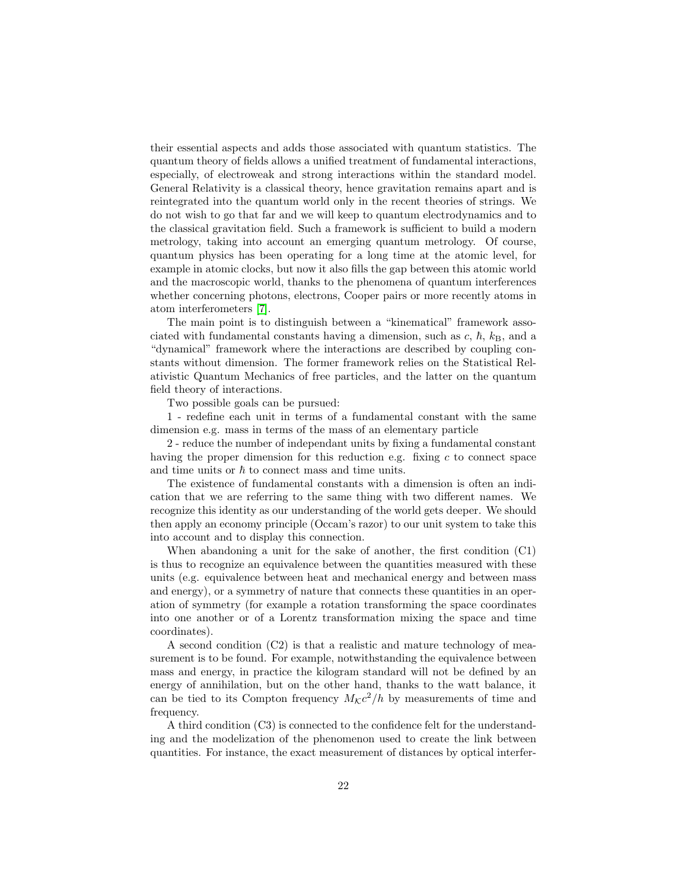their essential aspects and adds those associated with quantum statistics. The quantum theory of fields allows a unified treatment of fundamental interactions, especially, of electroweak and strong interactions within the standard model. General Relativity is a classical theory, hence gravitation remains apart and is reintegrated into the quantum world only in the recent theories of strings. We do not wish to go that far and we will keep to quantum electrodynamics and to the classical gravitation field. Such a framework is sufficient to build a modern metrology, taking into account an emerging quantum metrology. Of course, quantum physics has been operating for a long time at the atomic level, for example in atomic clocks, but now it also fills the gap between this atomic world and the macroscopic world, thanks to the phenomena of quantum interferences whether concerning photons, electrons, Cooper pairs or more recently atoms in atom interferometers [7].

The main point is to distinguish between a "kinematical" framework associated with fundamental constants having a dimension, such as $c$, $\hbar$, $k_{\mathrm{B}}$, and a "dynamical" framework where the interactions are described by coupling constants without dimension. The former framework relies on the Statistical Relativistic Quantum Mechanics of free particles, and the latter on the quantum field theory of interactions.

Two possible goals can be pursued:

1 - redefine each unit in terms of a fundamental constant with the same dimension e.g. mass in terms of the mass of an elementary particle

2 - reduce the number of independant units by fixing a fundamental constant having the proper dimension for this reduction e.g. fixing $c$ to connect space and time units or $\hbar$ to connect mass and time units.

The existence of fundamental constants with a dimension is often an indication that we are referring to the same thing with two different names. We recognize this identity as our understanding of the world gets deeper. We should then apply an economy principle (Occam's razor) to our unit system to take this into account and to display this connection.

When abandoning a unit for the sake of another, the first condition (C1) is thus to recognize an equivalence between the quantities measured with these units (e.g. equivalence between heat and mechanical energy and between mass and energy), or a symmetry of nature that connects these quantities in an operation of symmetry (for example a rotation transforming the space coordinates into one another or of a Lorentz transformation mixing the space and time coordinates).

A second condition (C2) is that a realistic and mature technology of measurement is to be found. For example, notwithstanding the equivalence between mass and energy, in practice the kilogram standard will not be defined by an energy of annihilation, but on the other hand, thanks to the watt balance, it can be tied to its Compton frequency $M_{\mathcal{K}}c^2/h$ by measurements of time and frequency.

A third condition (C3) is connected to the confidence felt for the understanding and the modelization of the phenomenon used to create the link between quantities. For instance, the exact measurement of distances by optical interfer-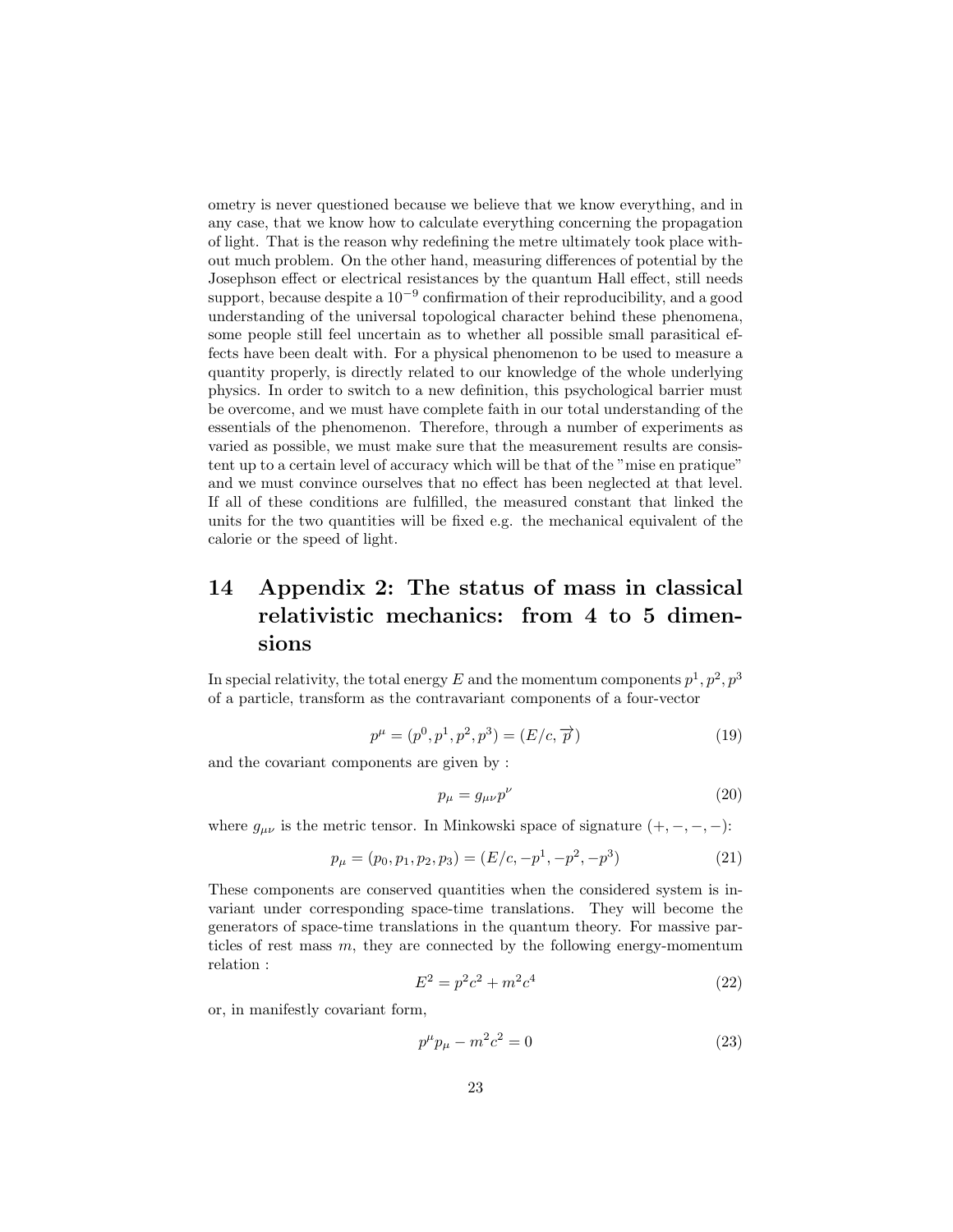ometry is never questioned because we believe that we know everything, and in any case, that we know how to calculate everything concerning the propagation of light. That is the reason why redefining the metre ultimately took place without much problem. On the other hand, measuring differences of potential by the Josephson effect or electrical resistances by the quantum Hall effect, still needs support, because despite a $10^{-9}$ confirmation of their reproducibility, and a good understanding of the universal topological character behind these phenomena, some people still feel uncertain as to whether all possible small parasitical effects have been dealt with. For a physical phenomenon to be used to measure a quantity properly, is directly related to our knowledge of the whole underlying physics. In order to switch to a new definition, this psychological barrier must be overcome, and we must have complete faith in our total understanding of the essentials of the phenomenon. Therefore, through a number of experiments as varied as possible, we must make sure that the measurement results are consistent up to a certain level of accuracy which will be that of the "mise en pratique" and we must convince ourselves that no effect has been neglected at that level. If all of these conditions are fulfilled, the measured constant that linked the units for the two quantities will be fixed e.g. the mechanical equivalent of the calorie or the speed of light.

# 14 Appendix 2: The status of mass in classical relativistic mechanics: from 4 to 5 dimensions

In special relativity, the total energy $E$ and the momentum components $p^1, p^2, p^3$ of a particle, transform as the contravariant components of a four-vector

$$p^\mu = (p^0, p^1, p^2, p^3) = (E/c, \overrightarrow{p}) \tag{19}$$

and the covariant components are given by :

$$p_\mu = g_{\mu\nu} p^\nu \tag{20}$$

where $g_{\mu\nu}$ is the metric tensor. In Minkowski space of signature $(+, -, -, -)$:

$$p_\mu = (p_0, p_1, p_2, p_3) = (E/c, -p^1, -p^2, -p^3) \tag{21}$$

These components are conserved quantities when the considered system is invariant under corresponding space-time translations. They will become the generators of space-time translations in the quantum theory. For massive particles of rest mass $m$, they are connected by the following energy-momentum relation :

$$E^2 = p^2c^2 + m^2c^4 \tag{22}$$

or, in manifestly covariant form,

$$p^\mu p_\mu - m^2c^2 = 0 \tag{23}$$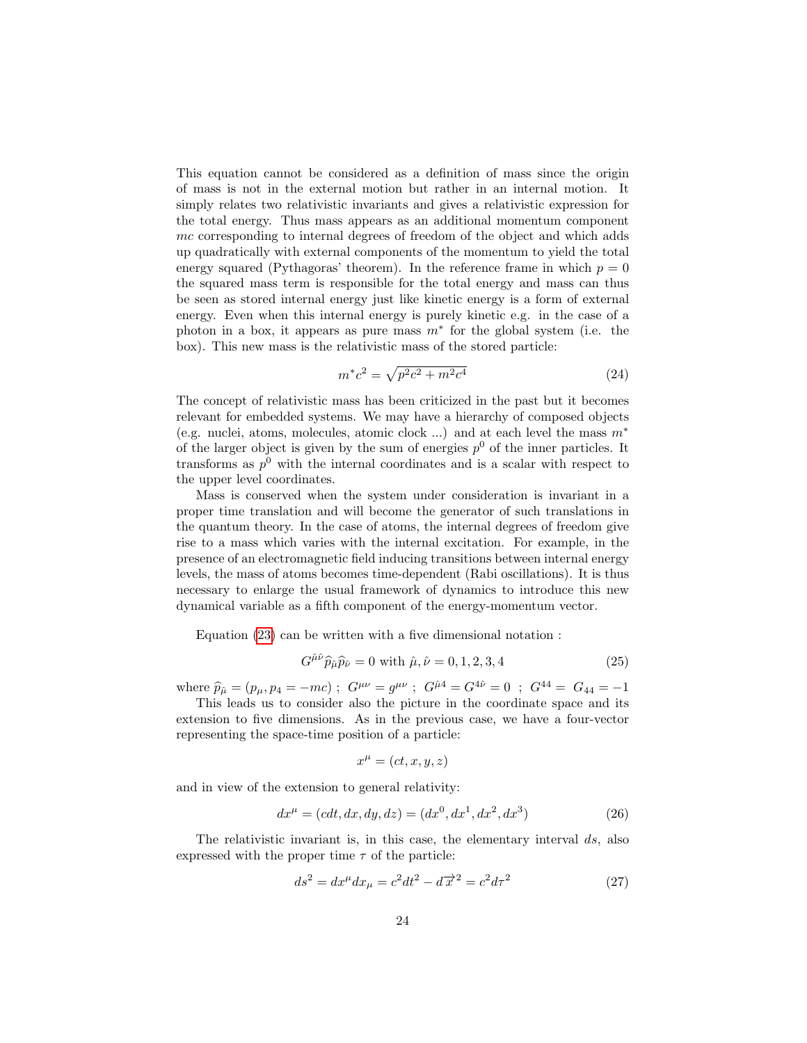This equation cannot be considered as a definition of mass since the origin of mass is not in the external motion but rather in an internal motion. It simply relates two relativistic invariants and gives a relativistic expression for the total energy. Thus mass appears as an additional momentum component $mc$ corresponding to internal degrees of freedom of the object and which adds up quadratically with external components of the momentum to yield the total energy squared (Pythagoras' theorem). In the reference frame in which $p = 0$ the squared mass term is responsible for the total energy and mass can thus be seen as stored internal energy just like kinetic energy is a form of external energy. Even when this internal energy is purely kinetic e.g. in the case of a photon in a box, it appears as pure mass $m^*$ for the global system (i.e. the box). This new mass is the relativistic mass of the stored particle:

$$m^* c^2 = \sqrt{p^2c^2 + m^2c^4} \tag{24}$$

The concept of relativistic mass has been criticized in the past but it becomes relevant for embedded systems. We may have a hierarchy of composed objects (e.g. nuclei, atoms, molecules, atomic clock ...) and at each level the mass $m^*$ of the larger object is given by the sum of energies $p^0$ of the inner particles. It transforms as $p^0$ with the internal coordinates and is a scalar with respect to the upper level coordinates.

Mass is conserved when the system under consideration is invariant in a proper time translation and will become the generator of such translations in the quantum theory. In the case of atoms, the internal degrees of freedom give rise to a mass which varies with the internal excitation. For example, in the presence of an electromagnetic field inducing transitions between internal energy levels, the mass of atoms becomes time-dependent (Rabi oscillations). It is thus necessary to enlarge the usual framework of dynamics to introduce this new dynamical variable as a fifth component of the energy-momentum vector.

Equation (23) can be written with a five dimensional notation :

$$G^{\hat{\mu}\hat{\nu}} \widehat{p}_{\hat{\mu}} \widehat{p}_{\hat{\nu}} = 0 \text{ with } \hat{\mu}, \hat{\nu} = 0, 1, 2, 3, 4 \tag{25}$$

where $\widehat{p}_{\hat{\mu}} = (p_\mu, p_4 = -mc)$ ; $G^{\mu\nu} = g^{\mu\nu}$ ; $G^{\hat{\mu}4} = G^{4\hat{\nu}} = 0$ ; $G^{44} = G_{44} = -1$

This leads us to consider also the picture in the coordinate space and its extension to five dimensions. As in the previous case, we have a four-vector representing the space-time position of a particle:

$$x^\mu = (ct, x, y, z)$$

and in view of the extension to general relativity:

$$dx^\mu = (cdt, dx, dy, dz) = (dx^0, dx^1, dx^2, dx^3) \tag{26}$$

The relativistic invariant is, in this case, the elementary interval $ds$, also expressed with the proper time $\tau$ of the particle:

$$ds^2 = dx^\mu dx_\mu = c^2dt^2 - d\overrightarrow{x}^2 = c^2 d\tau^2 \tag{27}$$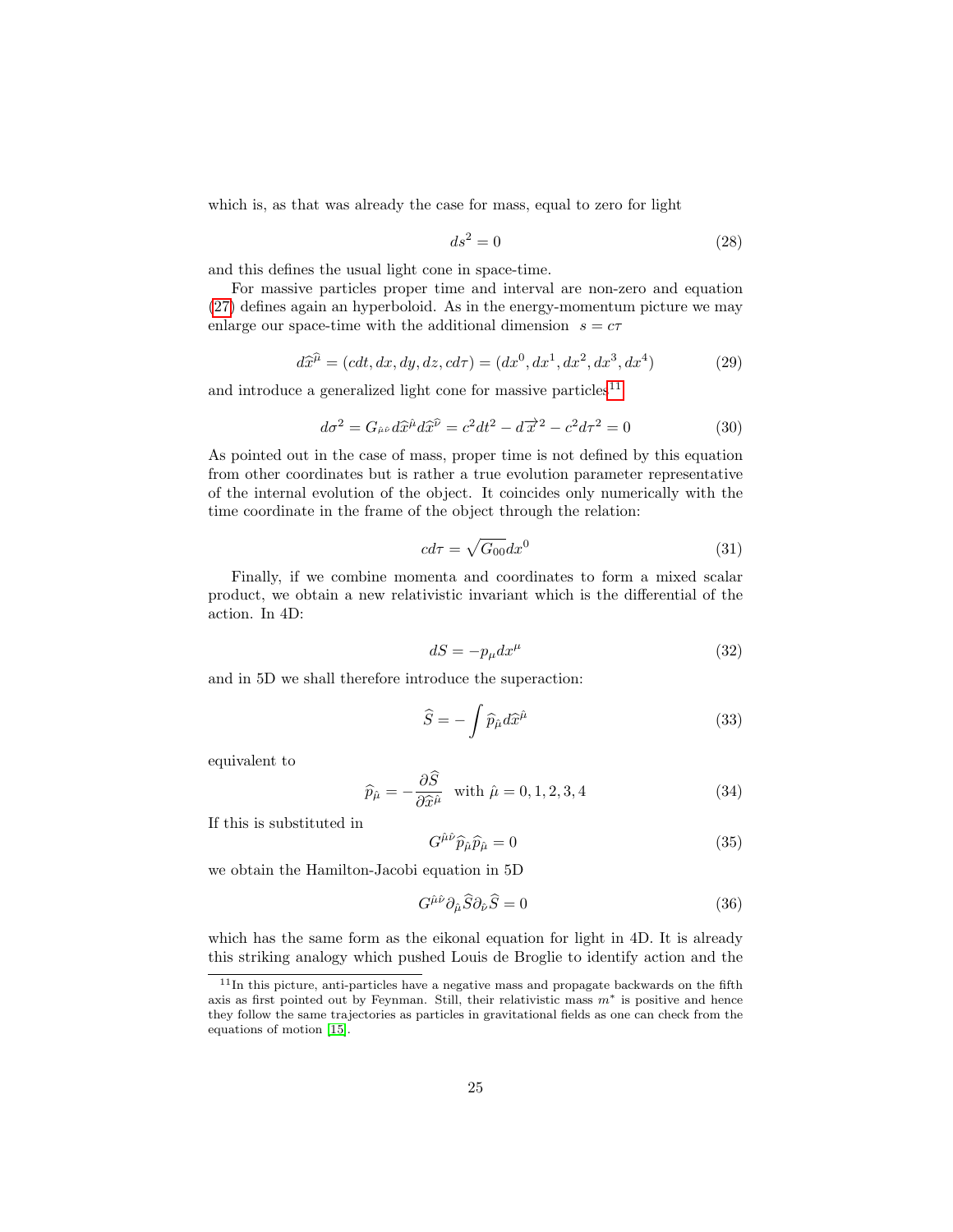which is, as that was already the case for mass, equal to zero for light

$$ds^2 = 0 \tag{28}$$

and this defines the usual light cone in space-time.

For massive particles proper time and interval are non-zero and equation (27) defines again an hyperboloid. As in the energy-momentum picture we may enlarge our space-time with the additional dimension $s = c\tau$

$$d\widehat{x}^{\widehat{\mu}} = (cdt, dx, dy, dz, cd\tau) = (dx^0, dx^1, dx^2, dx^3, dx^4) \tag{29}$$

and introduce a generalized light cone for massive particles[11]

$$d\sigma^2 = G_{\hat{\mu}\hat{\nu}} d\widehat{x}^{\hat{\mu}} d\widehat{x}^{\hat{\nu}} = c^2dt^2 - d\overrightarrow{x}^2 - c^2d\tau^2 = 0 \tag{30}$$

As pointed out in the case of mass, proper time is not defined by this equation from other coordinates but is rather a true evolution parameter representative of the internal evolution of the object. It coincides only numerically with the time coordinate in the frame of the object through the relation:

$$cd\tau = \sqrt{G_{00}}dx^0 \tag{31}$$

Finally, if we combine momenta and coordinates to form a mixed scalar product, we obtain a new relativistic invariant which is the differential of the action. In 4D:

$$dS = -p_\mu dx^\mu \tag{32}$$

and in 5D we shall therefore introduce the superaction:

$$\widehat{S} = -\int \widehat{p}_{\hat{\mu}} d\widehat{x}^{\hat{\mu}} \tag{33}$$

equivalent to

$$\widehat{p}_{\hat{\mu}} = -\frac{\partial \widehat{S}}{\partial \widehat{x}^{\hat{\mu}}} \quad \text{with } \hat{\mu} = 0, 1, 2, 3, 4 \tag{34}$$

If this is substituted in

$$G^{\hat{\mu}\hat{\nu}} \widehat{p}_{\hat{\mu}} \widehat{p}_{\hat{\mu}} = 0 \tag{35}$$

we obtain the Hamilton-Jacobi equation in 5D

$$G^{\hat{\mu}\hat{\nu}} \partial_{\hat{\mu}} \widehat{S} \partial_{\hat{\nu}} \widehat{S} = 0 \tag{36}$$

which has the same form as the eikonal equation for light in 4D. It is already this striking analogy which pushed Louis de Broglie to identify action and the

[11] In this picture, anti-particles have a negative mass and propagate backwards on the fifth axis as first pointed out by Feynman. Still, their relativistic mass $m^*$ is positive and hence they follow the same trajectories as particles in gravitational fields as one can check from the equations of motion [15].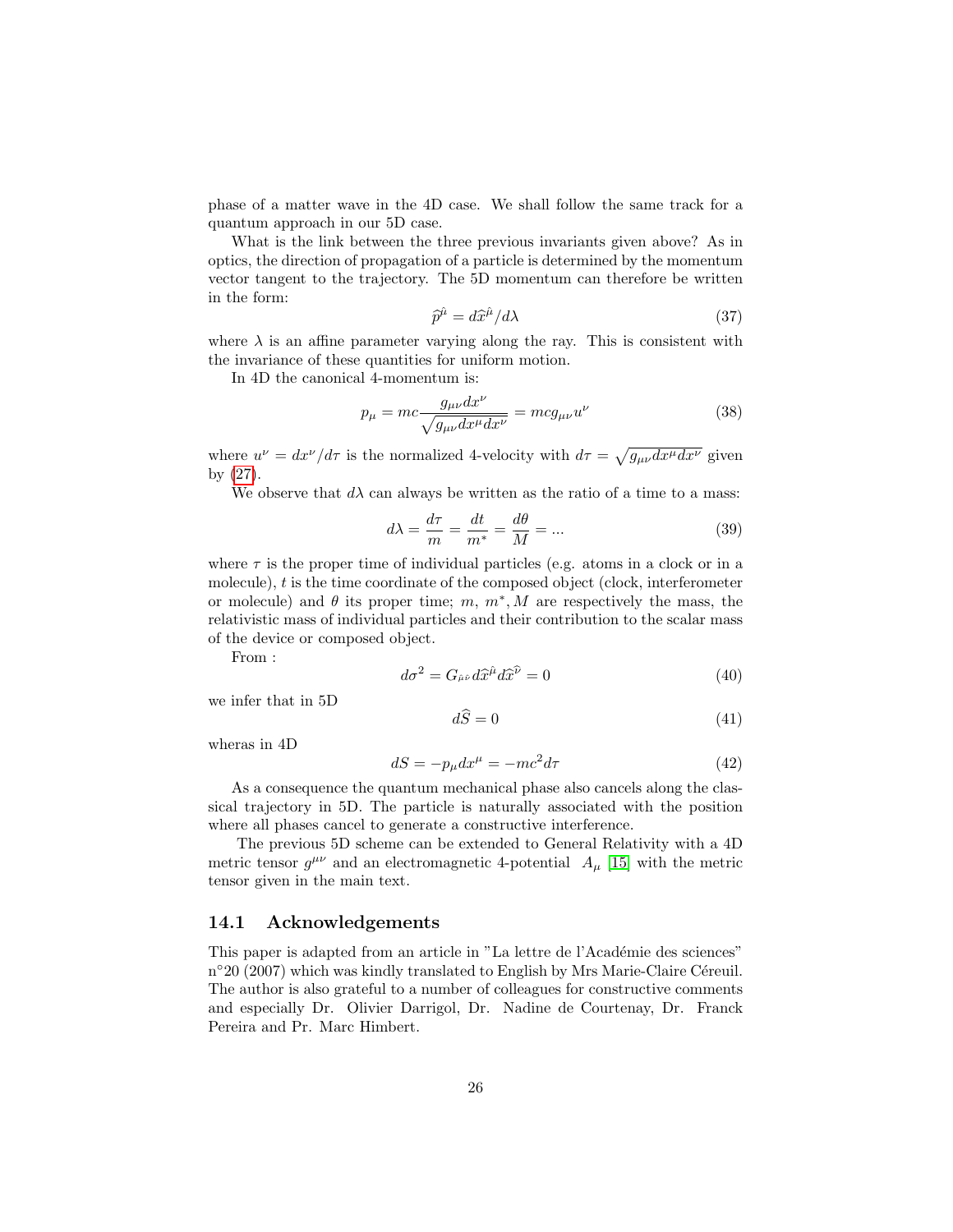phase of a matter wave in the 4D case. We shall follow the same track for a quantum approach in our 5D case.

What is the link between the three previous invariants given above? As in optics, the direction of propagation of a particle is determined by the momentum vector tangent to the trajectory. The 5D momentum can therefore be written in the form:

$$\widehat{p}^{\hat{\mu}} = d\widehat{x}^{\hat{\mu}}/d\lambda \tag{37}$$

where $\lambda$ is an affine parameter varying along the ray. This is consistent with the invariance of these quantities for uniform motion.

In 4D the canonical 4-momentum is:

$$p_\mu = mc\frac{g_{\mu\nu}dx^\nu}{\sqrt{g_{\mu\nu}dx^\mu dx^\nu}} = mcg_{\mu\nu}u^\nu \tag{38}$$

where $u^\nu = dx^\nu/d\tau$ is the normalized 4-velocity with $d\tau = \sqrt{g_{\mu\nu}dx^\mu dx^\nu}$ given by (27).

We observe that $d\lambda$ can always be written as the ratio of a time to a mass:

$$d\lambda = \frac{d\tau}{m} = \frac{dt}{m^*} = \frac{d\theta}{M} = ... \tag{39}$$

where $\tau$ is the proper time of individual particles (e.g. atoms in a clock or in a molecule), $t$ is the time coordinate of the composed object (clock, interferometer or molecule) and $\theta$ its proper time; $m$, $m^*, M$ are respectively the mass, the relativistic mass of individual particles and their contribution to the scalar mass of the device or composed object.

From :

$$d\sigma^2 = G_{\hat{\mu}\hat{\nu}}d\widehat{x}^{\hat{\mu}}d\widehat{x}^{\hat{\nu}} = 0 \tag{40}$$

we infer that in 5D

$$d\widehat{S} = 0 \tag{41}$$

wheras in 4D

$$dS = -p_\mu dx^\mu = -mc^2 d\tau \tag{42}$$

As a consequence the quantum mechanical phase also cancels along the classical trajectory in 5D. The particle is naturally associated with the position where all phases cancel to generate a constructive interference.

The previous 5D scheme can be extended to General Relativity with a 4D metric tensor $g^{\mu\nu}$ and an electromagnetic 4-potential $A_\mu$ [15] with the metric tensor given in the main text.

## 14.1 Acknowledgements

This paper is adapted from an article in "La lettre de l'Académie des sciences" n°20 (2007) which was kindly translated to English by Mrs Marie-Claire Céreuil. The author is also grateful to a number of colleagues for constructive comments and especially Dr. Olivier Darrigol, Dr. Nadine de Courtenay, Dr. Franck Pereira and Pr. Marc Himbert.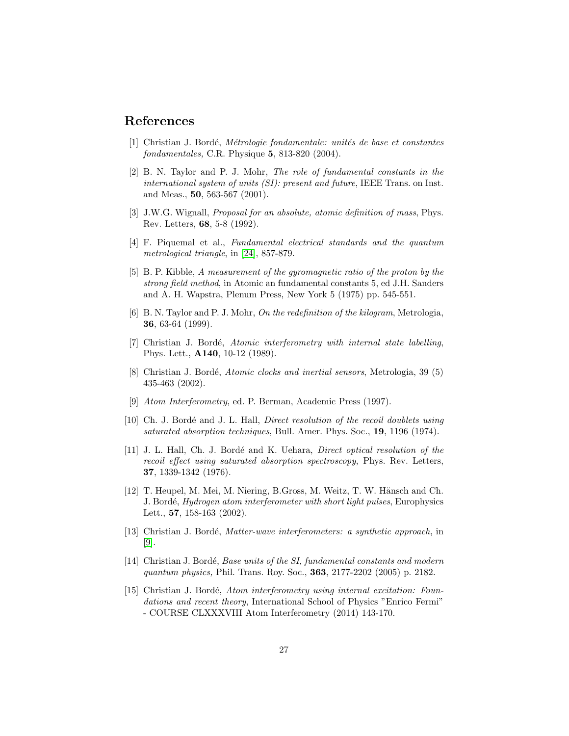## References

[1] Christian J. Bordé, *Métrologie fondamentale: unités de base et constantes fondamentales,* C.R. Physique **5**, 813-820 (2004).

[2] B. N. Taylor and P. J. Mohr, *The role of fundamental constants in the international system of units (SI): present and future*, IEEE Trans. on Inst. and Meas., **50**, 563-567 (2001).

[3] J.W.G. Wignall, *Proposal for an absolute, atomic definition of mass*, Phys. Rev. Letters, **68**, 5-8 (1992).

[4] F. Piquemal et al., *Fundamental electrical standards and the quantum metrological triangle*, in [24], 857-879.

[5] B. P. Kibble, *A measurement of the gyromagnetic ratio of the proton by the strong field method*, in Atomic an fundamental constants 5, ed J.H. Sanders and A. H. Wapstra, Plenum Press, New York 5 (1975) pp. 545-551.

[6] B. N. Taylor and P. J. Mohr, *On the redefinition of the kilogram*, Metrologia, **36**, 63-64 (1999).

[7] Christian J. Bordé, *Atomic interferometry with internal state labelling*, Phys. Lett., **A140**, 10-12 (1989).

[8] Christian J. Bordé, *Atomic clocks and inertial sensors*, Metrologia, 39 (5) 435-463 (2002).

[9] *Atom Interferometry*, ed. P. Berman, Academic Press (1997).

[10] Ch. J. Bordé and J. L. Hall, *Direct resolution of the recoil doublets using saturated absorption techniques*, Bull. Amer. Phys. Soc., **19**, 1196 (1974).

[11] J. L. Hall, Ch. J. Bordé and K. Uehara, *Direct optical resolution of the recoil effect using saturated absorption spectroscopy*, Phys. Rev. Letters, **37**, 1339-1342 (1976).

[12] T. Heupel, M. Mei, M. Niering, B.Gross, M. Weitz, T. W. Hänsch and Ch. J. Bordé, *Hydrogen atom interferometer with short light pulses*, Europhysics Lett., **57**, 158-163 (2002).

[13] Christian J. Bordé, *Matter-wave interferometers: a synthetic approach*, in [9].

[14] Christian J. Bordé, *Base units of the SI, fundamental constants and modern quantum physics,* Phil. Trans. Roy. Soc., **363**, 2177-2202 (2005) p. 2182.

[15] Christian J. Bordé, *Atom interferometry using internal excitation: Foundations and recent theory*, International School of Physics "Enrico Fermi" - COURSE CLXXXVIII Atom Interferometry (2014) 143-170.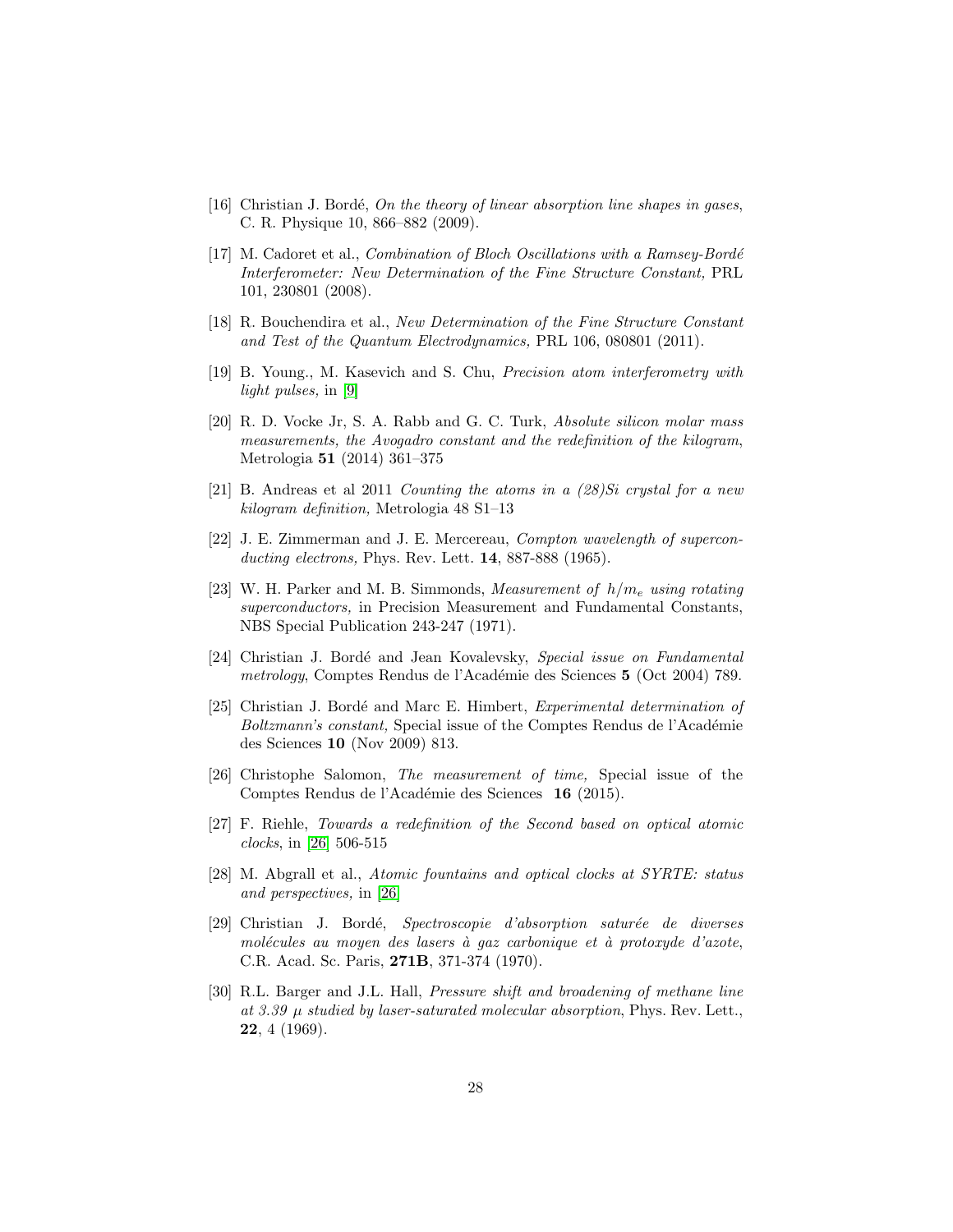[16] Christian J. Bordé, *On the theory of linear absorption line shapes in gases*, C. R. Physique 10, 866–882 (2009).

[17] M. Cadoret et al., *Combination of Bloch Oscillations with a Ramsey-Bordé Interferometer: New Determination of the Fine Structure Constant,* PRL 101, 230801 (2008).

[18] R. Bouchendira et al., *New Determination of the Fine Structure Constant and Test of the Quantum Electrodynamics,* PRL 106, 080801 (2011).

[19] B. Young., M. Kasevich and S. Chu, *Precision atom interferometry with light pulses,* in [9]

[20] R. D. Vocke Jr, S. A. Rabb and G. C. Turk, *Absolute silicon molar mass measurements, the Avogadro constant and the redefinition of the kilogram*, Metrologia **51** (2014) 361–375

[21] B. Andreas et al 2011 *Counting the atoms in a (28)Si crystal for a new kilogram definition,* Metrologia 48 S1–13

[22] J. E. Zimmerman and J. E. Mercereau, *Compton wavelength of superconducting electrons,* Phys. Rev. Lett. **14**, 887-888 (1965).

[23] W. H. Parker and M. B. Simmonds, *Measurement of $h/m_e$ using rotating superconductors,* in Precision Measurement and Fundamental Constants, NBS Special Publication 243-247 (1971).

[24] Christian J. Bordé and Jean Kovalevsky, *Special issue on Fundamental metrology*, Comptes Rendus de l'Académie des Sciences **5** (Oct 2004) 789.

[25] Christian J. Bordé and Marc E. Himbert, *Experimental determination of Boltzmann's constant,* Special issue of the Comptes Rendus de l'Académie des Sciences **10** (Nov 2009) 813.

[26] Christophe Salomon, *The measurement of time,* Special issue of the Comptes Rendus de l'Académie des Sciences **16** (2015).

[27] F. Riehle, *Towards a redefinition of the Second based on optical atomic clocks*, in [26] 506-515

[28] M. Abgrall et al., *Atomic fountains and optical clocks at SYRTE: status and perspectives,* in [26]

[29] Christian J. Bordé, *Spectroscopie d'absorption saturée de diverses molécules au moyen des lasers à gaz carbonique et à protoxyde d'azote*, C.R. Acad. Sc. Paris, **271B**, 371-374 (1970).

[30] R.L. Barger and J.L. Hall, *Pressure shift and broadening of methane line at 3.39 $\mu$ studied by laser-saturated molecular absorption*, Phys. Rev. Lett., **22**, 4 (1969).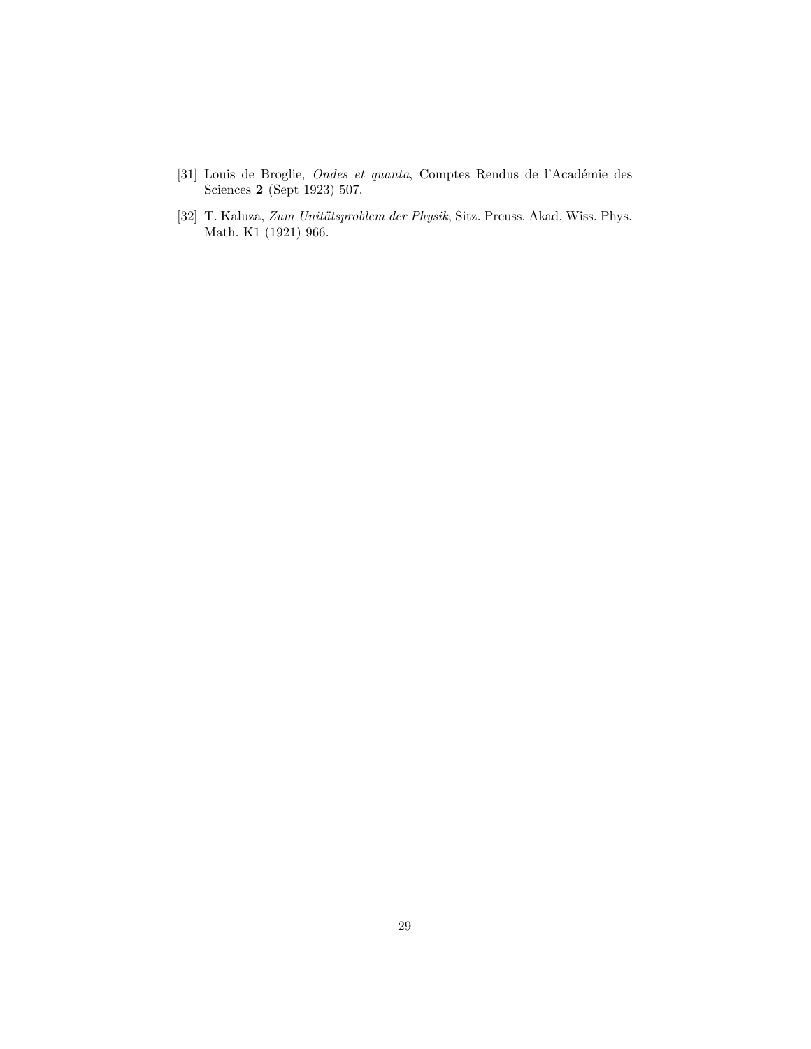[31] Louis de Broglie, *Ondes et quanta*, Comptes Rendus de l'Académie des Sciences **2** (Sept 1923) 507.

[32] T. Kaluza, *Zum Unitätsproblem der Physik*, Sitz. Preuss. Akad. Wiss. Phys. Math. K1 (1921) 966.